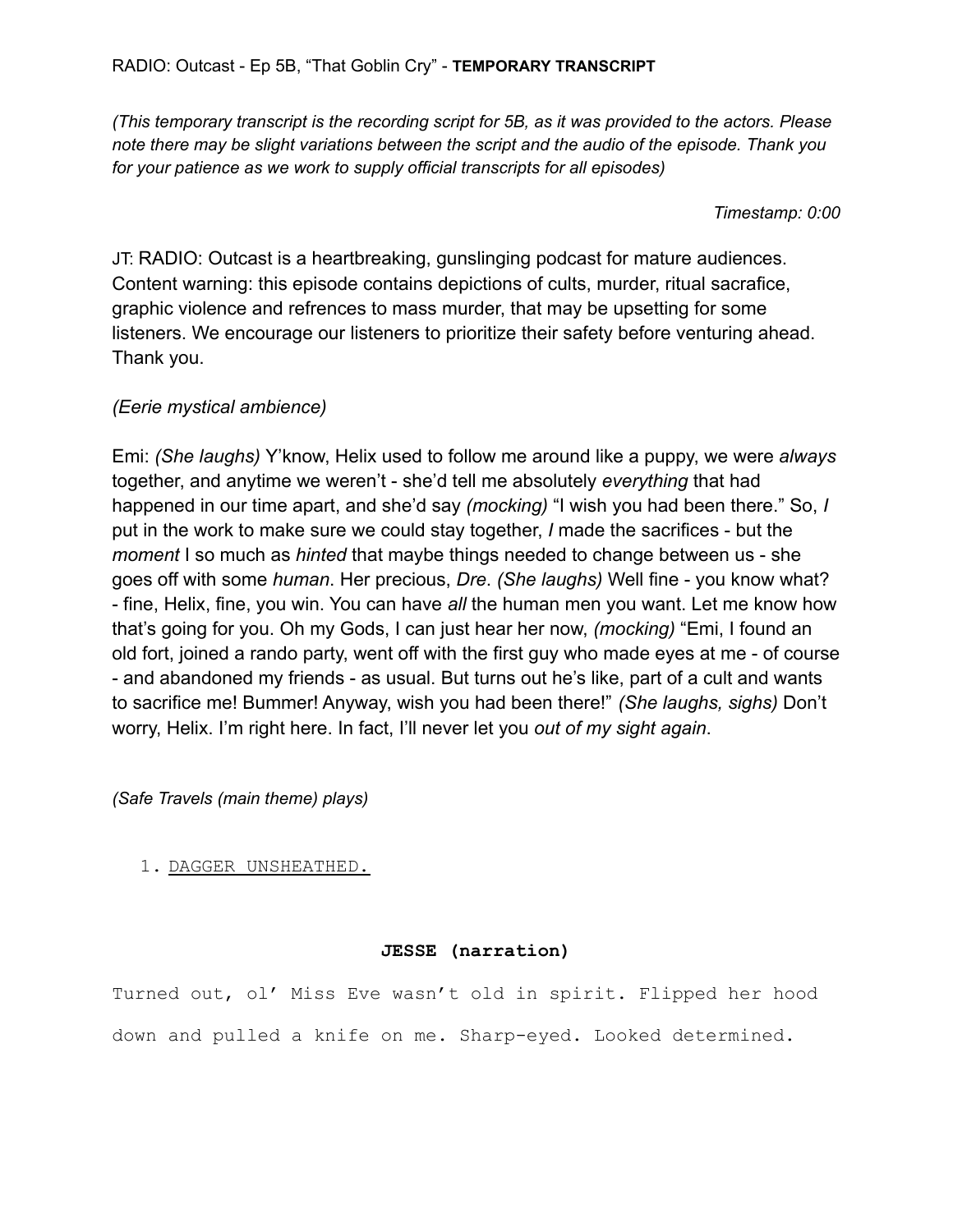RADIO: Outcast - Ep 5B, "That Goblin Cry" - **TEMPORARY TRANSCRIPT**

*(This temporary transcript is the recording script for 5B, as it was provided to the actors. Please note there may be slight variations between the script and the audio of the episode. Thank you for your patience as we work to supply official transcripts for all episodes)*

*Timestamp: 0:00*

JT: RADIO: Outcast is a heartbreaking, gunslinging podcast for mature audiences. Content warning: this episode contains depictions of cults, murder, ritual sacrafice, graphic violence and refrences to mass murder, that may be upsetting for some listeners. We encourage our listeners to prioritize their safety before venturing ahead. Thank you.

*(Eerie mystical ambience)*

Emi: *(She laughs)* Y'know, Helix used to follow me around like a puppy, we were *always* together, and anytime we weren't - she'd tell me absolutely *everything* that had happened in our time apart, and she'd say *(mocking)* "I wish you had been there." So, *I* put in the work to make sure we could stay together, *I* made the sacrifices - but the *moment* I so much as *hinted* that maybe things needed to change between us - she goes off with some *human*. Her precious, *Dre*. *(She laughs)* Well fine - you know what? - fine, Helix, fine, you win. You can have *all* the human men you want. Let me know how that's going for you. Oh my Gods, I can just hear her now, *(mocking)* "Emi, I found an old fort, joined a rando party, went off with the first guy who made eyes at me - of course - and abandoned my friends - as usual. But turns out he's like, part of a cult and wants to sacrifice me! Bummer! Anyway, wish you had been there!" *(She laughs, sighs)* Don't worry, Helix. I'm right here. In fact, I'll never let you *out of my sight again*.

*(Safe Travels (main theme) plays)*

1. DAGGER UNSHEATHED.

**JESSE (narration)**

```
Turned out, ol' Miss Eve wasn't old in spirit. Flipped her hood
down and pulled a knife on me. Sharp-eyed. Looked determined.
```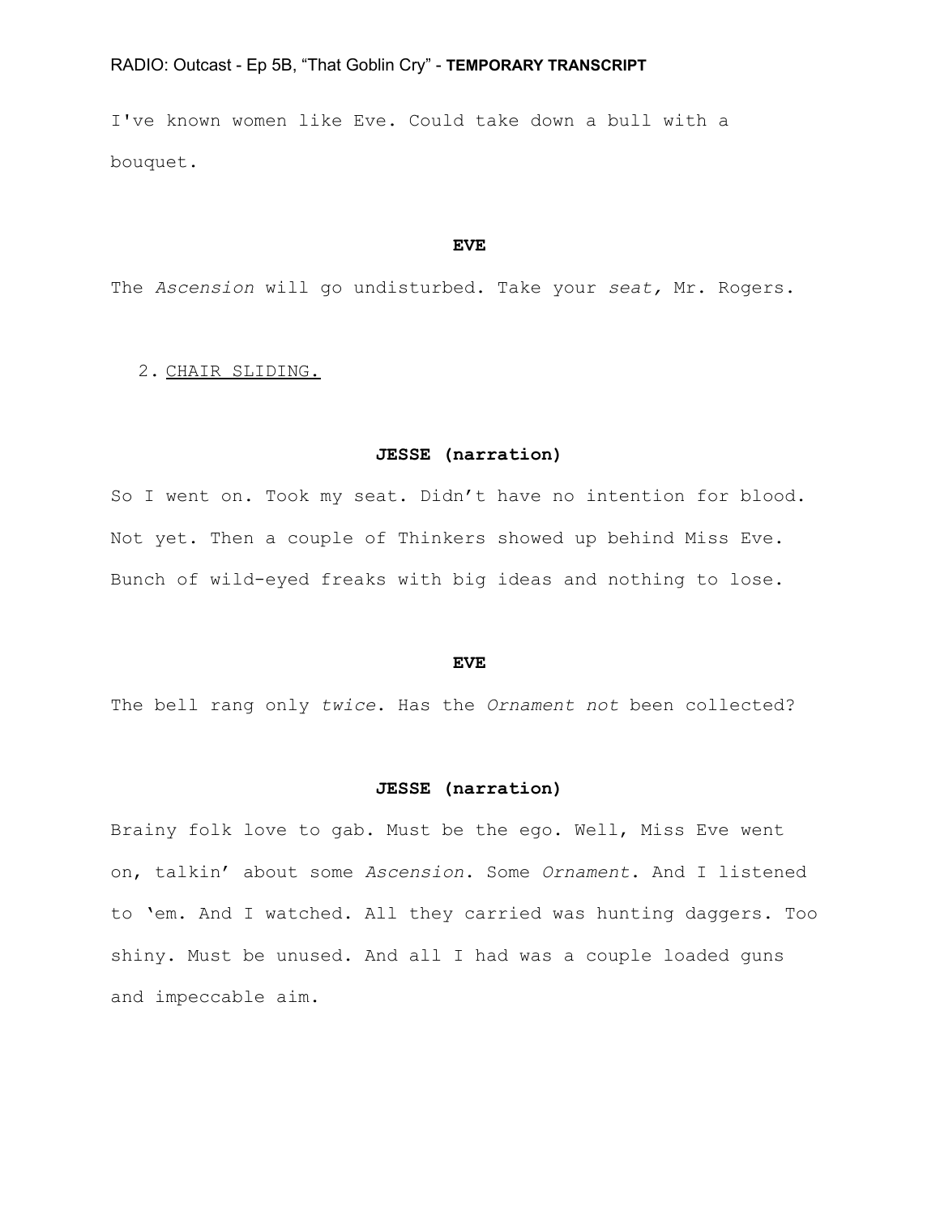I've known women like Eve. Could take down a bull with a bouquet.

**EVE**

The *Ascension* will go undisturbed. Take your *seat,* Mr. Rogers.

2. CHAIR SLIDING.

**JESSE (narration)**

So I went on. Took my seat. Didn't have no intention for blood. Not yet. Then a couple of Thinkers showed up behind Miss Eve. Bunch of wild-eyed freaks with big ideas and nothing to lose.

**EVE**

The bell rang only *twice*. Has the *Ornament not* been collected?

**JESSE (narration)**

Brainy folk love to gab. Must be the ego. Well, Miss Eve went on, talkin' about some *Ascension*. Some *Ornament*. And I listened to 'em. And I watched. All they carried was hunting daggers. Too shiny. Must be unused. And all I had was a couple loaded guns and impeccable aim.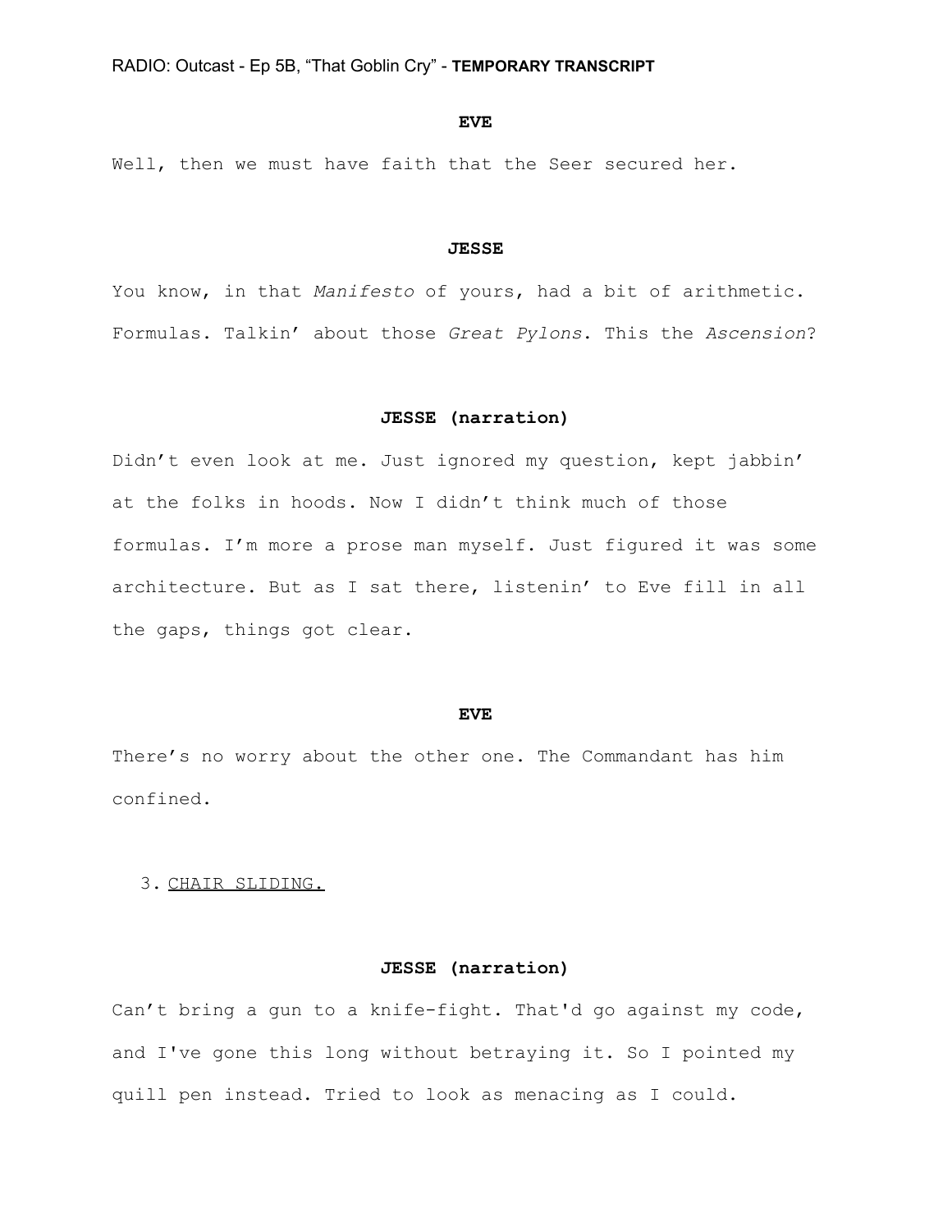**EVE**

Well, then we must have faith that the Seer secured her.

**JESSE**

You know, in that *Manifesto* of yours, had a bit of arithmetic. Formulas. Talkin' about those *Great Pylons*. This the *Ascension*?

**JESSE (narration)**

Didn't even look at me. Just ignored my question, kept jabbin' at the folks in hoods. Now I didn't think much of those formulas. I'm more a prose man myself. Just figured it was some architecture. But as I sat there, listenin' to Eve fill in all the gaps, things got clear.

**EVE**

There's no worry about the other one. The Commandant has him confined.

3. CHAIR SLIDING.

**JESSE (narration)**

Can't bring a gun to a knife-fight. That'd go against my code, and I've gone this long without betraying it. So I pointed my quill pen instead. Tried to look as menacing as I could.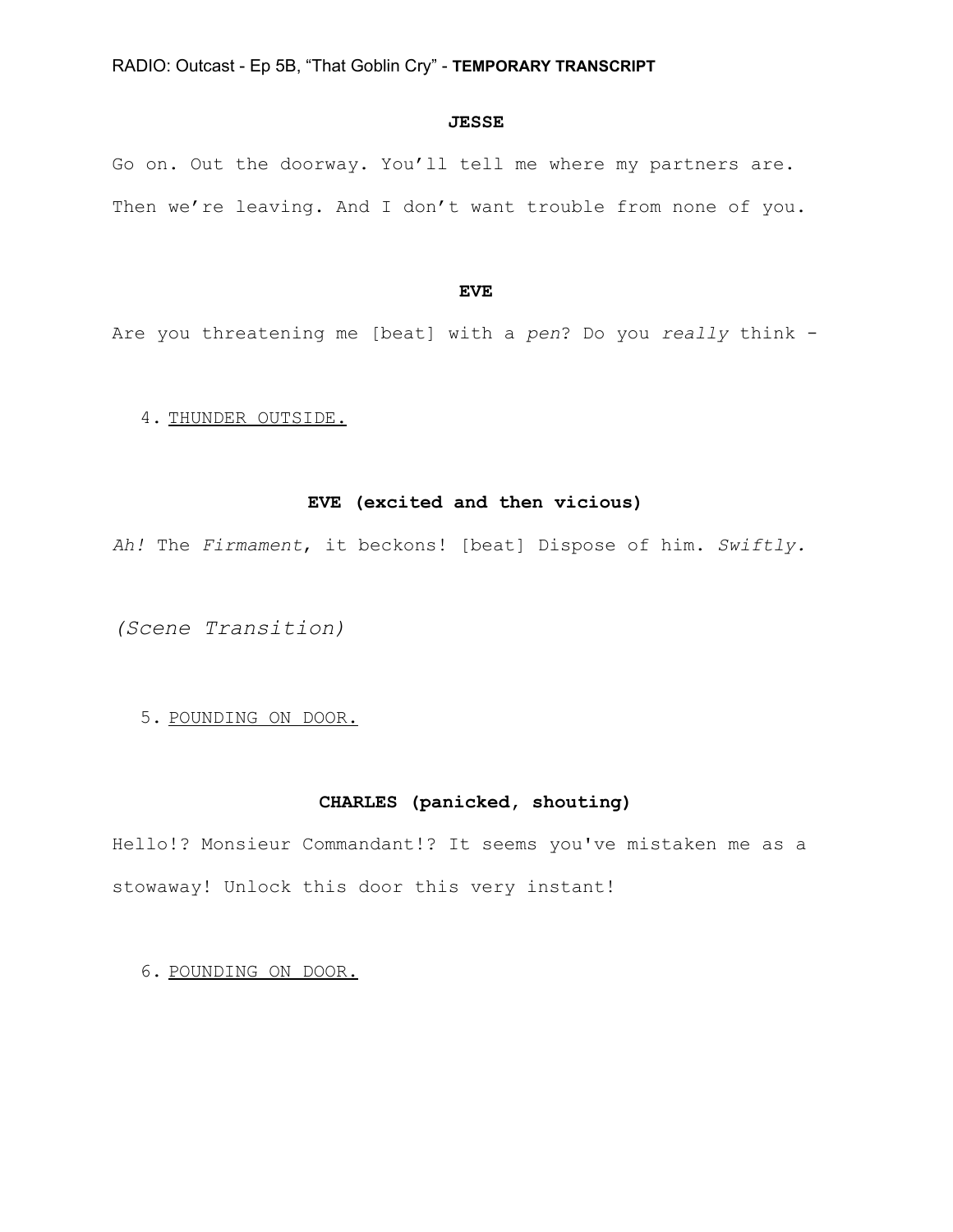**JESSE**

Go on. Out the doorway. You'll tell me where my partners are. Then we're leaving. And I don't want trouble from none of you.

**EVE**

Are you threatening me [beat] with a *pen*? Do you *really* think -

4. <u>THUNDER OUTSIDE.</u>

**EVE (excited and then vicious)**

*Ah!* The *Firmament*, it beckons! [beat] Dispose of him. *Swiftly.*

*(Scene Transition)*

5. <u>POUNDING ON DOOR.</u>

**CHARLES (panicked, shouting)**

Hello!? Monsieur Commandant!? It seems you've mistaken me as a stowaway! Unlock this door this very instant!

6. <u>POUNDING ON DOOR.</u>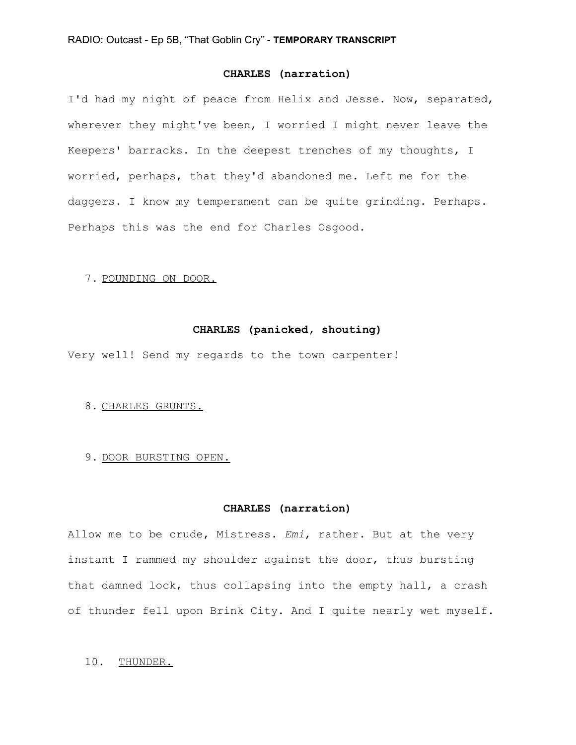**CHARLES (narration)**

I'd had my night of peace from Helix and Jesse. Now, separated, wherever they might've been, I worried I might never leave the Keepers' barracks. In the deepest trenches of my thoughts, I worried, perhaps, that they'd abandoned me. Left me for the daggers. I know my temperament can be quite grinding. Perhaps. Perhaps this was the end for Charles Osgood.

7. POUNDING ON DOOR.

**CHARLES (panicked, shouting)**

Very well! Send my regards to the town carpenter!

8. CHARLES GRUNTS.

9. DOOR BURSTING OPEN.

**CHARLES (narration)**

Allow me to be crude, Mistress. *Emi*, rather. But at the very instant I rammed my shoulder against the door, thus bursting that damned lock, thus collapsing into the empty hall, a crash of thunder fell upon Brink City. And I quite nearly wet myself.

10. THUNDER.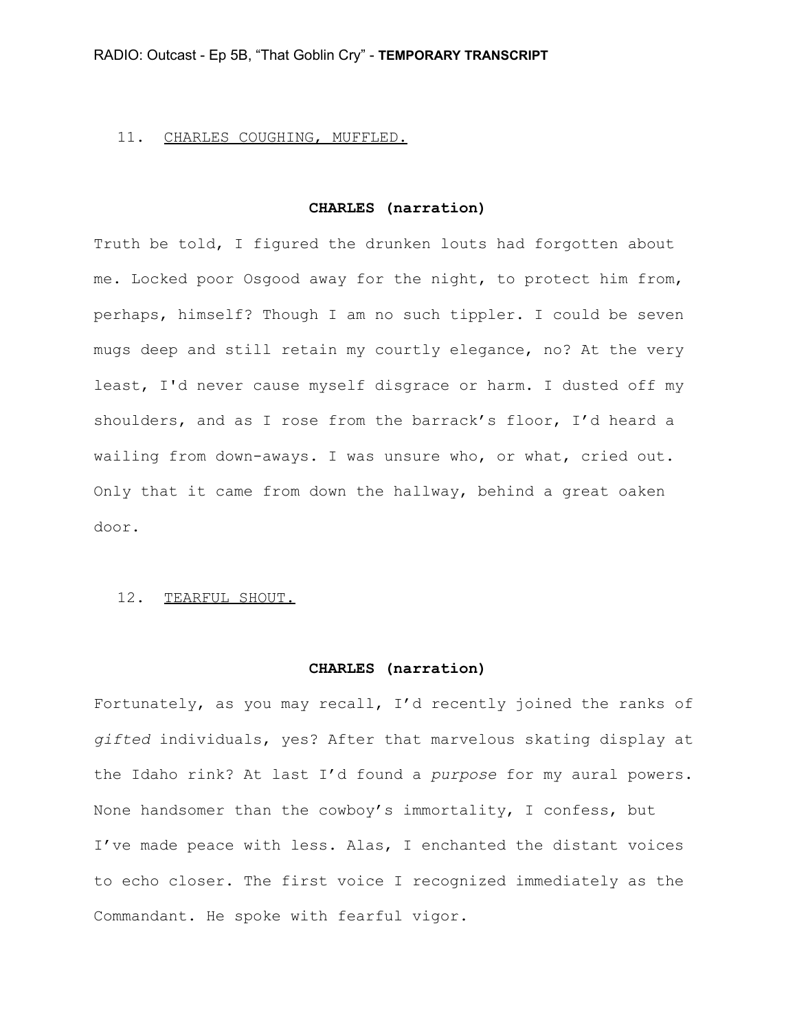11. <u>CHARLES COUGHING, MUFFLED.</u>

**CHARLES (narration)**

Truth be told, I figured the drunken louts had forgotten about me. Locked poor Osgood away for the night, to protect him from, perhaps, himself? Though I am no such tippler. I could be seven mugs deep and still retain my courtly elegance, no? At the very least, I'd never cause myself disgrace or harm. I dusted off my shoulders, and as I rose from the barrack's floor, I'd heard a wailing from down-aways. I was unsure who, or what, cried out. Only that it came from down the hallway, behind a great oaken door.

12. <u>TEARFUL SHOUT.</u>

**CHARLES (narration)**

Fortunately, as you may recall, I'd recently joined the ranks of *gifted* individuals, yes? After that marvelous skating display at the Idaho rink? At last I'd found a *purpose* for my aural powers. None handsomer than the cowboy's immortality, I confess, but I've made peace with less. Alas, I enchanted the distant voices to echo closer. The first voice I recognized immediately as the Commandant. He spoke with fearful vigor.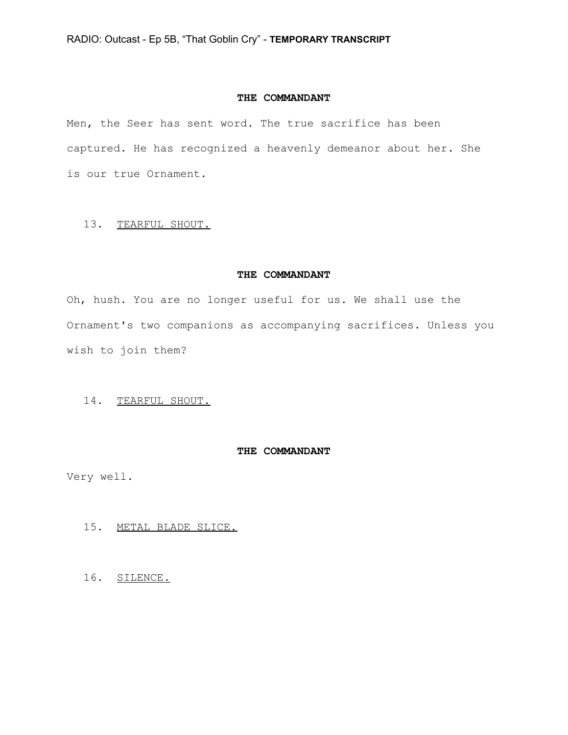**THE COMMANDANT**

Men, the Seer has sent word. The true sacrifice has been captured. He has recognized a heavenly demeanor about her. She is our true Ornament.

13. TEARFUL SHOUT.

**THE COMMANDANT**

Oh, hush. You are no longer useful for us. We shall use the Ornament's two companions as accompanying sacrifices. Unless you wish to join them?

14. TEARFUL SHOUT.

**THE COMMANDANT**

Very well.

15. METAL BLADE SLICE.

16. SILENCE.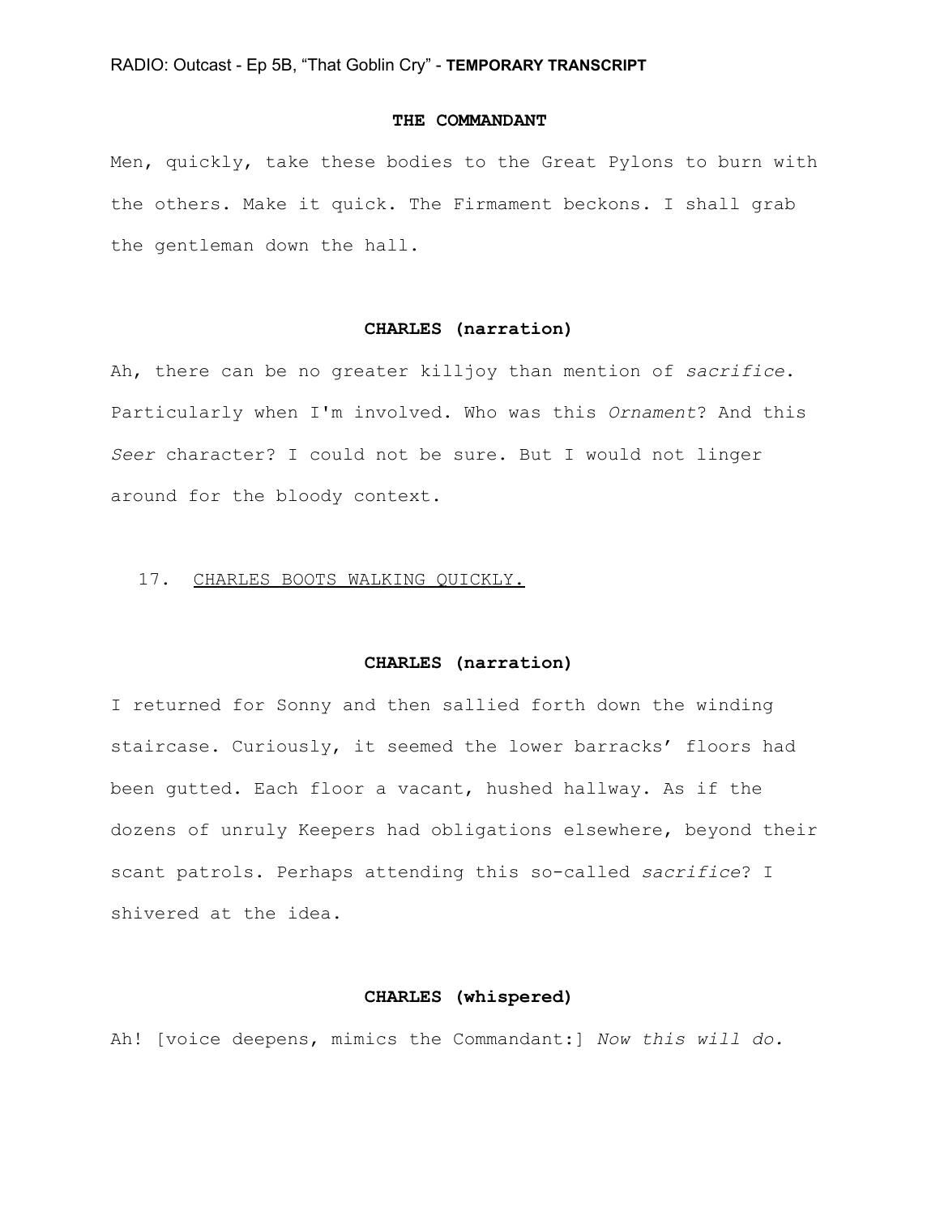**THE COMMANDANT**

Men, quickly, take these bodies to the Great Pylons to burn with the others. Make it quick. The Firmament beckons. I shall grab the gentleman down the hall.

**CHARLES (narration)**

Ah, there can be no greater killjoy than mention of *sacrifice*. Particularly when I'm involved. Who was this *Ornament*? And this *Seer* character? I could not be sure. But I would not linger around for the bloody context.

17. <u>CHARLES BOOTS WALKING QUICKLY.</u>

**CHARLES (narration)**

I returned for Sonny and then sallied forth down the winding staircase. Curiously, it seemed the lower barracks' floors had been gutted. Each floor a vacant, hushed hallway. As if the dozens of unruly Keepers had obligations elsewhere, beyond their scant patrols. Perhaps attending this so-called *sacrifice*? I shivered at the idea.

**CHARLES (whispered)**

Ah! [voice deepens, mimics the Commandant:] *Now this will do.*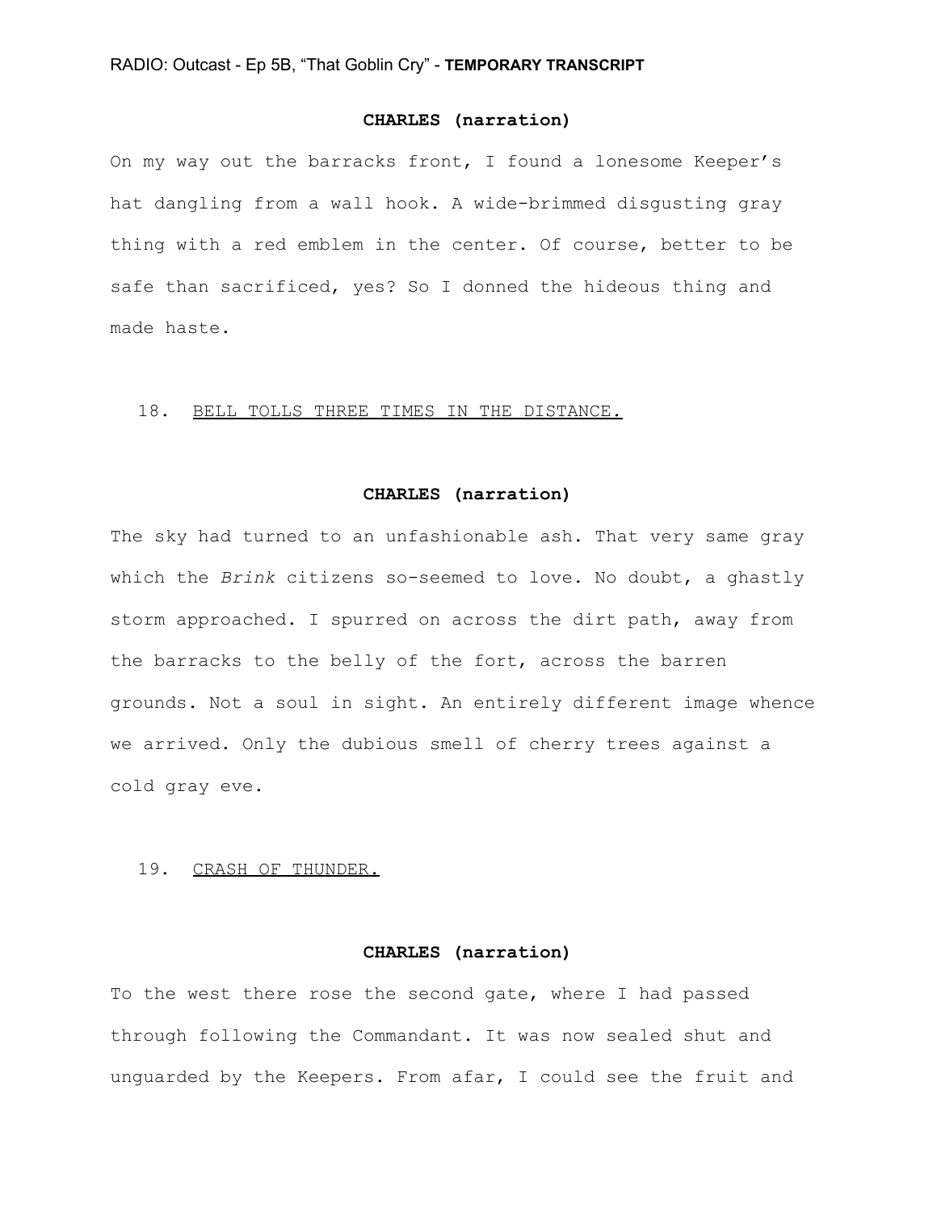**CHARLES (narration)**

On my way out the barracks front, I found a lonesome Keeper's hat dangling from a wall hook. A wide-brimmed disgusting gray thing with a red emblem in the center. Of course, better to be safe than sacrificed, yes? So I donned the hideous thing and made haste.

18. <u>BELL TOLLS THREE TIMES IN THE DISTANCE.</u>

**CHARLES (narration)**

The sky had turned to an unfashionable ash. That very same gray which the *Brink* citizens so-seemed to love. No doubt, a ghastly storm approached. I spurred on across the dirt path, away from the barracks to the belly of the fort, across the barren grounds. Not a soul in sight. An entirely different image whence we arrived. Only the dubious smell of cherry trees against a cold gray eve.

19. <u>CRASH OF THUNDER.</u>

**CHARLES (narration)**

To the west there rose the second gate, where I had passed through following the Commandant. It was now sealed shut and unguarded by the Keepers. From afar, I could see the fruit and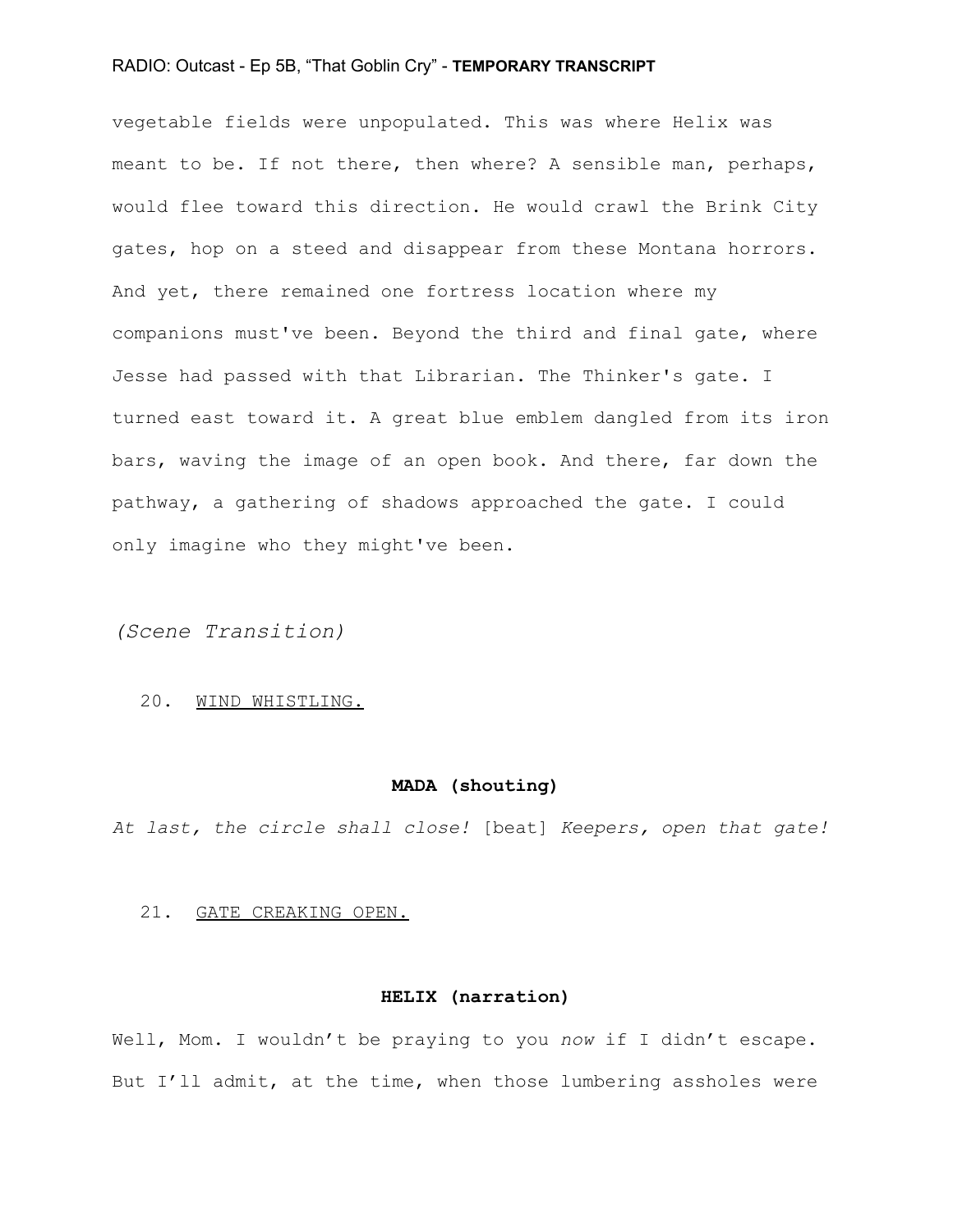vegetable fields were unpopulated. This was where Helix was meant to be. If not there, then where? A sensible man, perhaps, would flee toward this direction. He would crawl the Brink City gates, hop on a steed and disappear from these Montana horrors. And yet, there remained one fortress location where my companions must've been. Beyond the third and final gate, where Jesse had passed with that Librarian. The Thinker's gate. I turned east toward it. A great blue emblem dangled from its iron bars, waving the image of an open book. And there, far down the pathway, a gathering of shadows approached the gate. I could only imagine who they might've been.

*(Scene Transition)*

20. <u>WIND WHISTLING.</u>

**MADA (shouting)**

*At last, the circle shall close!* [beat] *Keepers, open that gate!*

21. <u>GATE CREAKING OPEN.</u>

**HELIX (narration)**

Well, Mom. I wouldn't be praying to you *now* if I didn't escape. But I'll admit, at the time, when those lumbering assholes were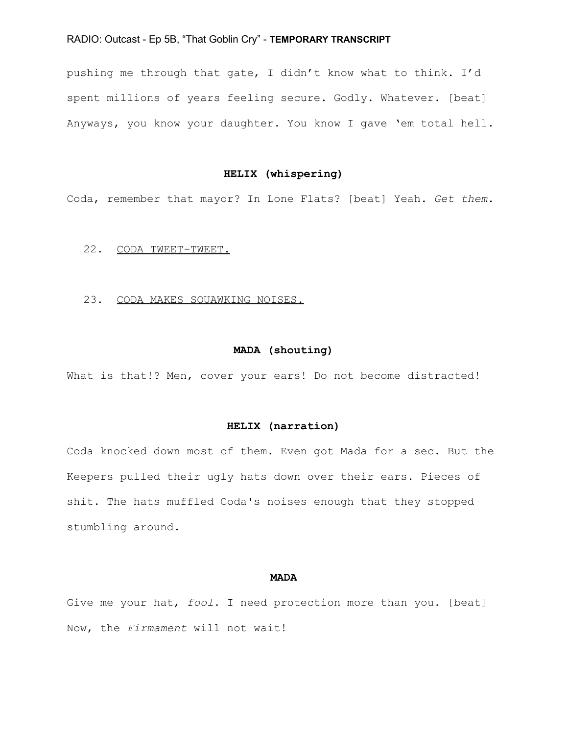pushing me through that gate, I didn't know what to think. I'd spent millions of years feeling secure. Godly. Whatever. [beat] Anyways, you know your daughter. You know I gave 'em total hell.

**HELIX (whispering)**

Coda, remember that mayor? In Lone Flats? [beat] Yeah. *Get them.*

22. <u>CODA TWEET-TWEET.</u>

23. <u>CODA MAKES SQUAWKING NOISES.</u>

**MADA (shouting)**

What is that!? Men, cover your ears! Do not become distracted!

**HELIX (narration)**

Coda knocked down most of them. Even got Mada for a sec. But the Keepers pulled their ugly hats down over their ears. Pieces of shit. The hats muffled Coda's noises enough that they stopped stumbling around.

**MADA**

Give me your hat, *fool*. I need protection more than you. [beat] Now, the *Firmament* will not wait!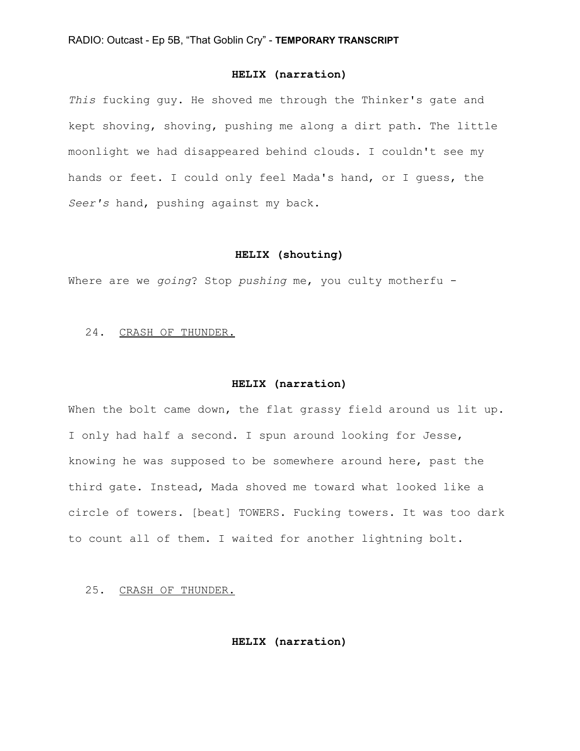**HELIX (narration)**

*This* fucking guy. He shoved me through the Thinker's gate and kept shoving, shoving, pushing me along a dirt path. The little moonlight we had disappeared behind clouds. I couldn't see my hands or feet. I could only feel Mada's hand, or I guess, the *Seer's* hand, pushing against my back.

**HELIX (shouting)**

Where are we *going*? Stop *pushing* me, you culty motherfu -

24. CRASH OF THUNDER.

**HELIX (narration)**

When the bolt came down, the flat grassy field around us lit up. I only had half a second. I spun around looking for Jesse, knowing he was supposed to be somewhere around here, past the third gate. Instead, Mada shoved me toward what looked like a circle of towers. [beat] TOWERS. Fucking towers. It was too dark to count all of them. I waited for another lightning bolt.

25. CRASH OF THUNDER.

**HELIX (narration)**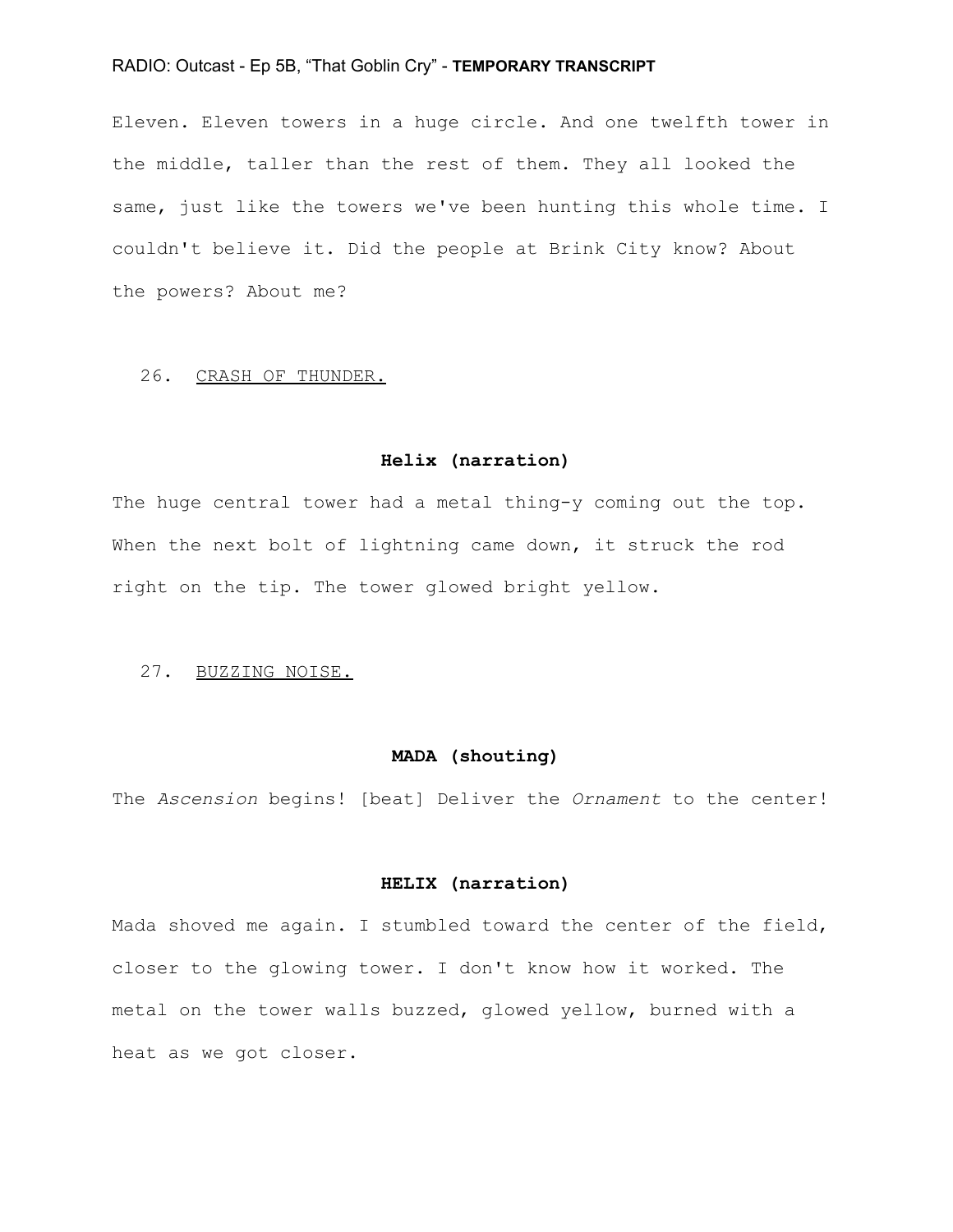Eleven. Eleven towers in a huge circle. And one twelfth tower in the middle, taller than the rest of them. They all looked the same, just like the towers we've been hunting this whole time. I couldn't believe it. Did the people at Brink City know? About the powers? About me?

26. <u>CRASH OF THUNDER.</u>

**Helix (narration)**

The huge central tower had a metal thing-y coming out the top. When the next bolt of lightning came down, it struck the rod right on the tip. The tower glowed bright yellow.

27. <u>BUZZING NOISE.</u>

**MADA (shouting)**

The *Ascension* begins! [beat] Deliver the *Ornament* to the center!

**HELIX (narration)**

Mada shoved me again. I stumbled toward the center of the field, closer to the glowing tower. I don't know how it worked. The metal on the tower walls buzzed, glowed yellow, burned with a heat as we got closer.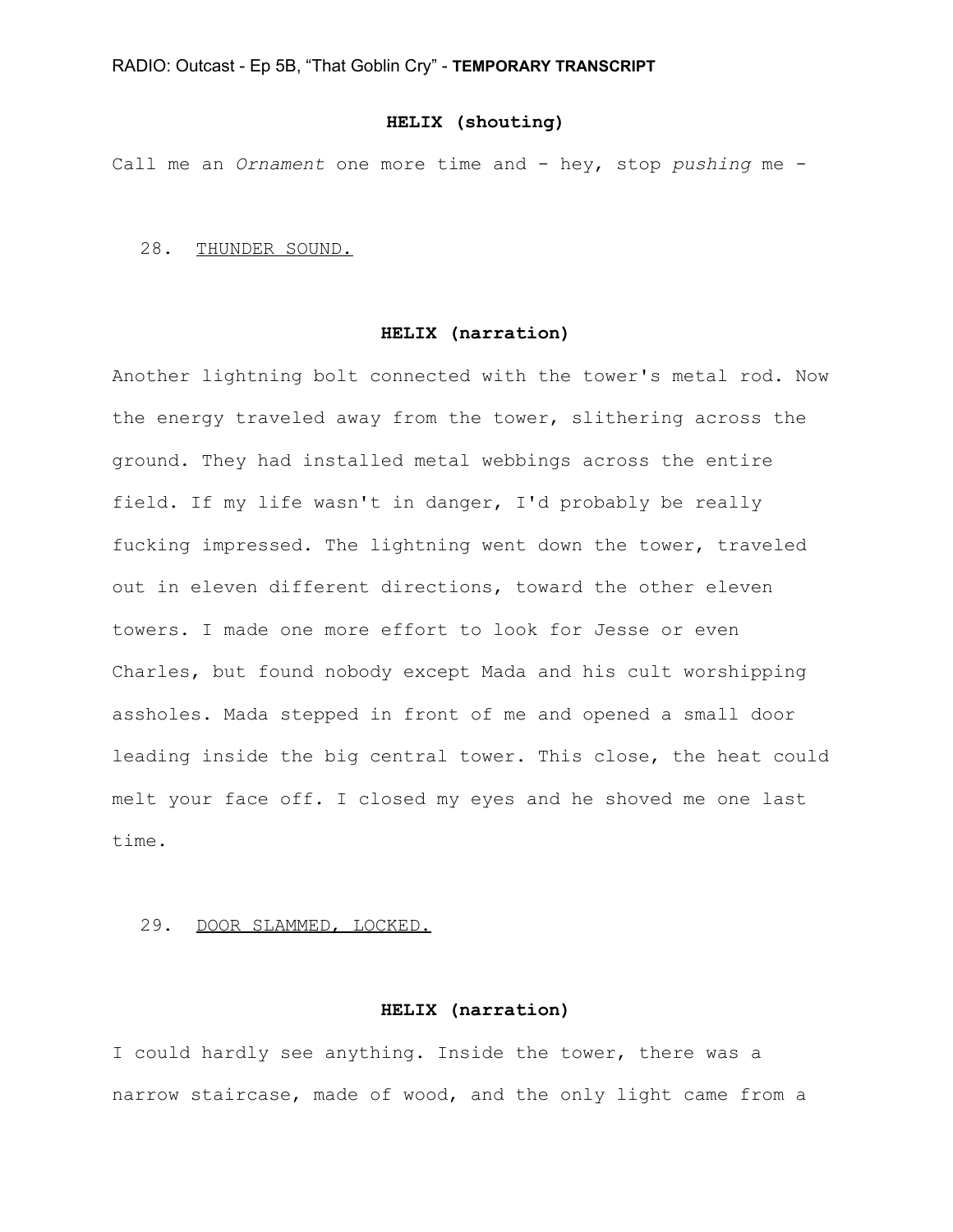**HELIX (shouting)**

Call me an *Ornament* one more time and - hey, stop *pushing* me -

28. THUNDER SOUND.

**HELIX (narration)**

Another lightning bolt connected with the tower's metal rod. Now the energy traveled away from the tower, slithering across the ground. They had installed metal webbings across the entire field. If my life wasn't in danger, I'd probably be really fucking impressed. The lightning went down the tower, traveled out in eleven different directions, toward the other eleven towers. I made one more effort to look for Jesse or even Charles, but found nobody except Mada and his cult worshipping assholes. Mada stepped in front of me and opened a small door leading inside the big central tower. This close, the heat could melt your face off. I closed my eyes and he shoved me one last time.

29. DOOR SLAMMED, LOCKED.

**HELIX (narration)**

I could hardly see anything. Inside the tower, there was a narrow staircase, made of wood, and the only light came from a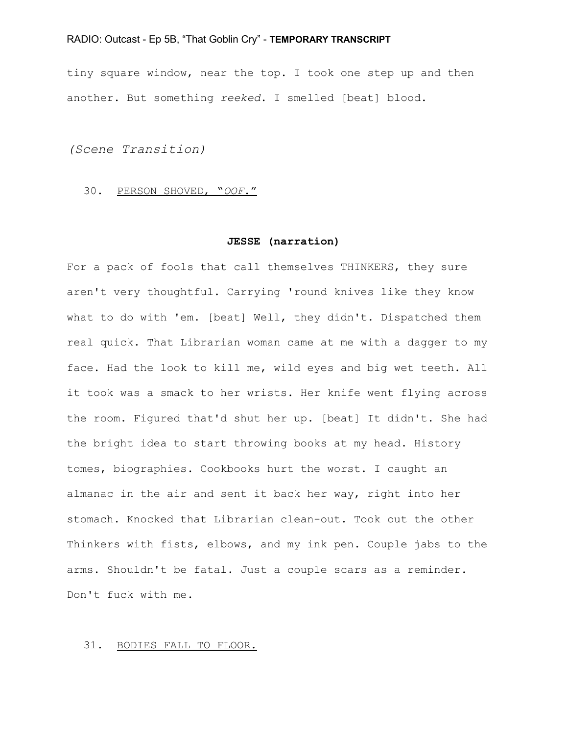tiny square window, near the top. I took one step up and then another. But something *reeked*. I smelled [beat] blood.

*(Scene Transition)*

30. <u>PERSON SHOVED, "*OOF*."</u>

**JESSE (narration)**

For a pack of fools that call themselves THINKERS, they sure aren't very thoughtful. Carrying 'round knives like they know what to do with 'em. [beat] Well, they didn't. Dispatched them real quick. That Librarian woman came at me with a dagger to my face. Had the look to kill me, wild eyes and big wet teeth. All it took was a smack to her wrists. Her knife went flying across the room. Figured that'd shut her up. [beat] It didn't. She had the bright idea to start throwing books at my head. History tomes, biographies. Cookbooks hurt the worst. I caught an almanac in the air and sent it back her way, right into her stomach. Knocked that Librarian clean-out. Took out the other Thinkers with fists, elbows, and my ink pen. Couple jabs to the arms. Shouldn't be fatal. Just a couple scars as a reminder. Don't fuck with me.

31. <u>BODIES FALL TO FLOOR.</u>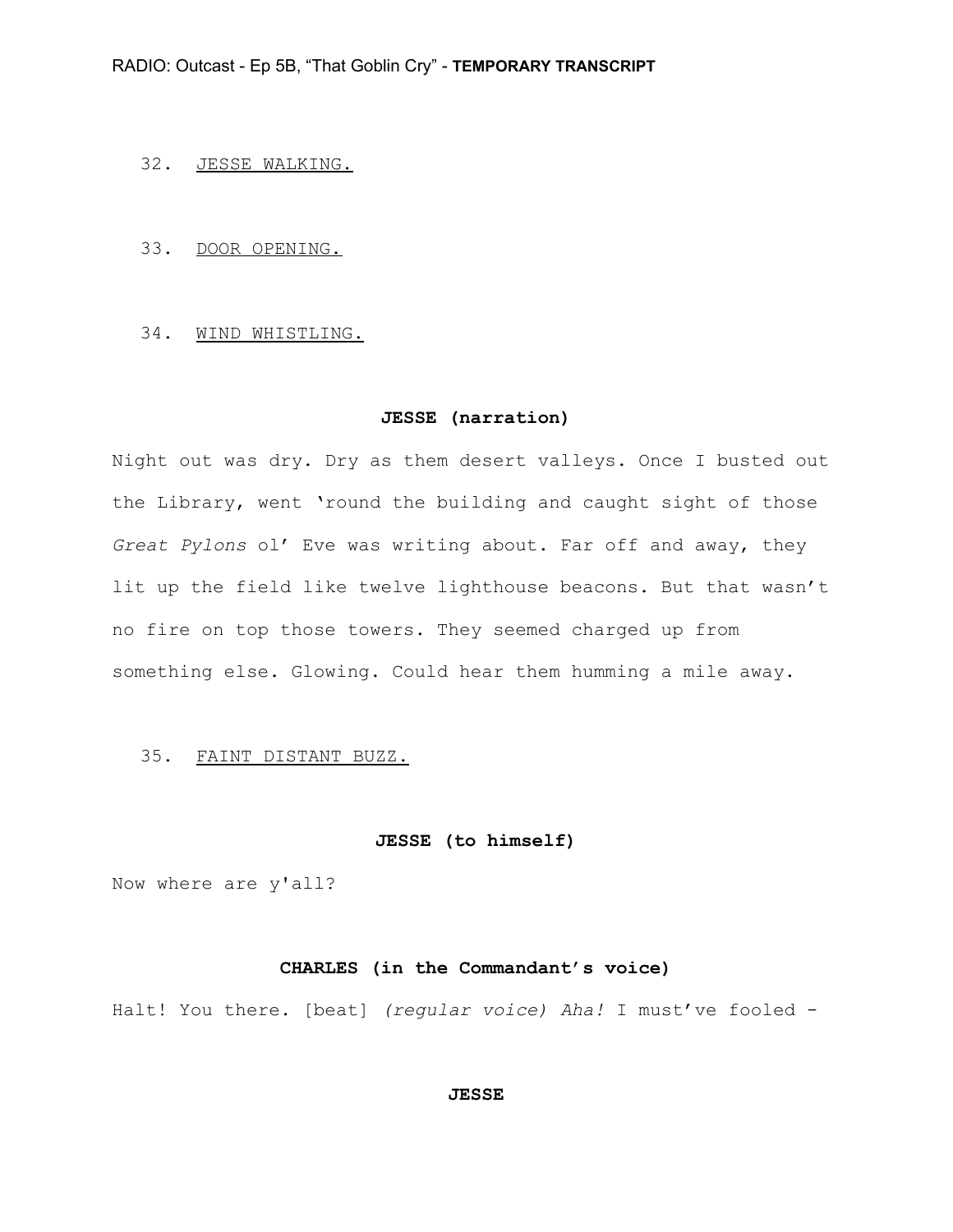32. JESSE WALKING.

33. DOOR OPENING.

34. WIND WHISTLING.

**JESSE (narration)**

Night out was dry. Dry as them desert valleys. Once I busted out the Library, went 'round the building and caught sight of those *Great Pylons* ol' Eve was writing about. Far off and away, they lit up the field like twelve lighthouse beacons. But that wasn't no fire on top those towers. They seemed charged up from something else. Glowing. Could hear them humming a mile away.

35. FAINT DISTANT BUZZ.

**JESSE (to himself)**

Now where are y'all?

**CHARLES (in the Commandant's voice)**

Halt! You there. [beat] *(regular voice) Aha!* I must've fooled -

**JESSE**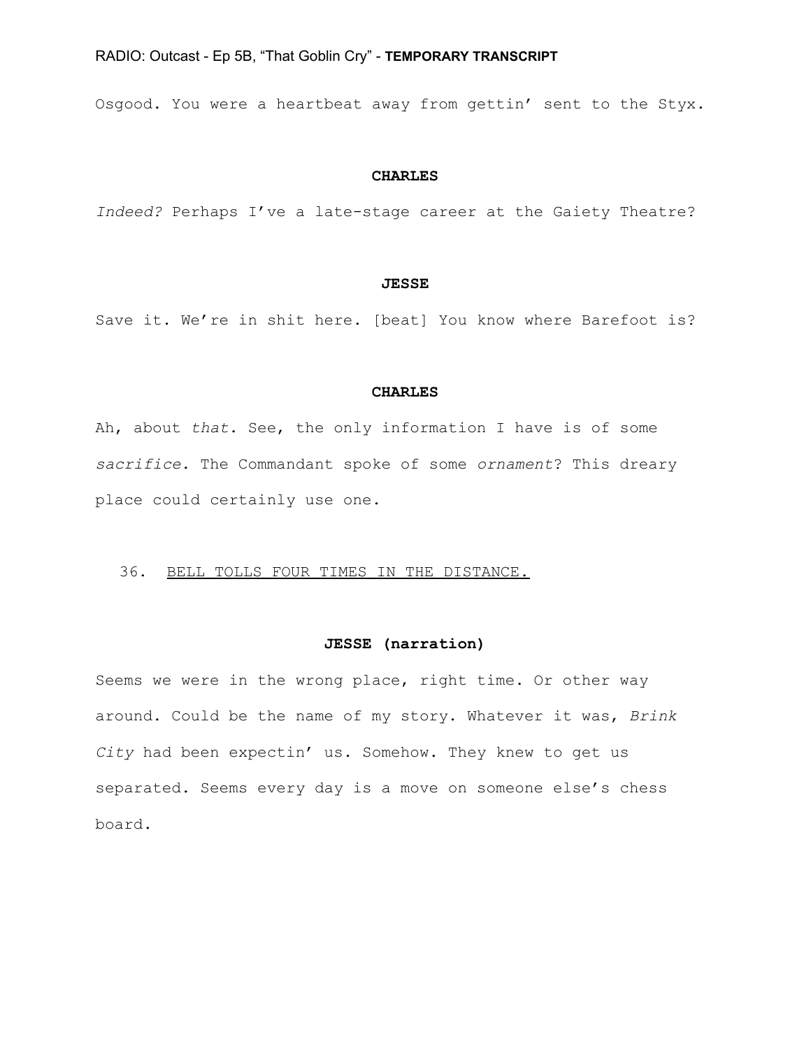Osgood. You were a heartbeat away from gettin' sent to the Styx.

**CHARLES**

*Indeed?* Perhaps I've a late-stage career at the Gaiety Theatre?

**JESSE**

Save it. We're in shit here. [beat] You know where Barefoot is?

**CHARLES**

Ah, about *that*. See, the only information I have is of some *sacrifice*. The Commandant spoke of some *ornament*? This dreary place could certainly use one.

36. <u>BELL TOLLS FOUR TIMES IN THE DISTANCE.</u>

**JESSE (narration)**

Seems we were in the wrong place, right time. Or other way around. Could be the name of my story. Whatever it was, *Brink City* had been expectin' us. Somehow. They knew to get us separated. Seems every day is a move on someone else's chess board.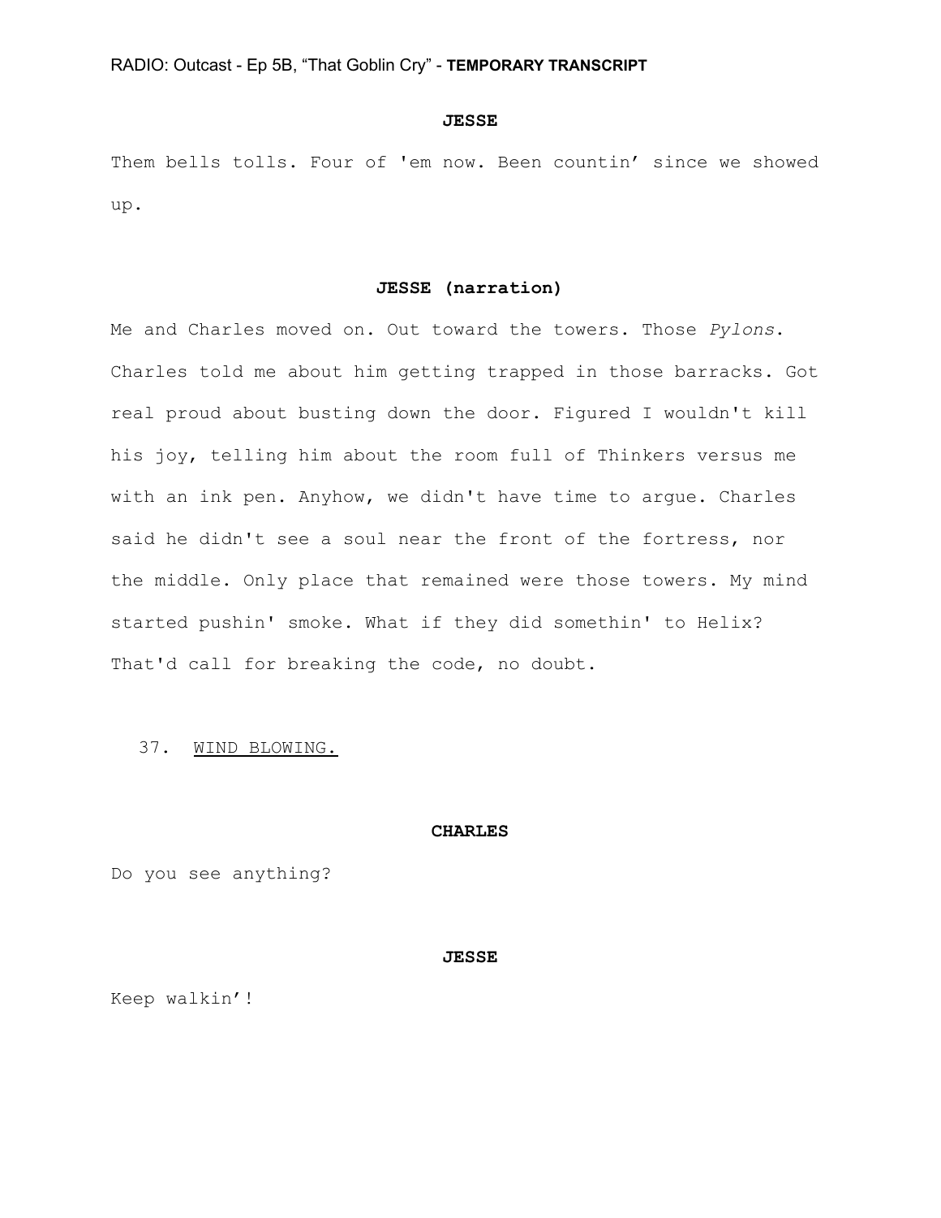**JESSE**

Them bells tolls. Four of 'em now. Been countin' since we showed up.

**JESSE (narration)**

Me and Charles moved on. Out toward the towers. Those *Pylons*. Charles told me about him getting trapped in those barracks. Got real proud about busting down the door. Figured I wouldn't kill his joy, telling him about the room full of Thinkers versus me with an ink pen. Anyhow, we didn't have time to argue. Charles said he didn't see a soul near the front of the fortress, nor the middle. Only place that remained were those towers. My mind started pushin' smoke. What if they did somethin' to Helix? That'd call for breaking the code, no doubt.

37. <u>WIND BLOWING.</u>

**CHARLES**

Do you see anything?

**JESSE**

Keep walkin'!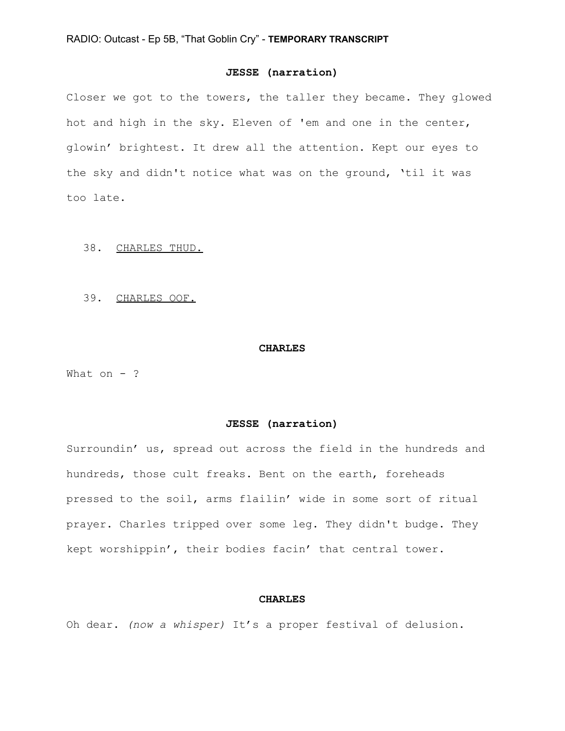**JESSE (narration)**

Closer we got to the towers, the taller they became. They glowed hot and high in the sky. Eleven of 'em and one in the center, glowin’ brightest. It drew all the attention. Kept our eyes to the sky and didn't notice what was on the ground, ‘til it was too late.

38. <u>CHARLES THUD.</u>

39. <u>CHARLES OOF.</u>

**CHARLES**

What on - ?

**JESSE (narration)**

Surroundin’ us, spread out across the field in the hundreds and hundreds, those cult freaks. Bent on the earth, foreheads pressed to the soil, arms flailin’ wide in some sort of ritual prayer. Charles tripped over some leg. They didn't budge. They kept worshippin’, their bodies facin’ that central tower.

**CHARLES**

Oh dear. *(now a whisper)* It’s a proper festival of delusion.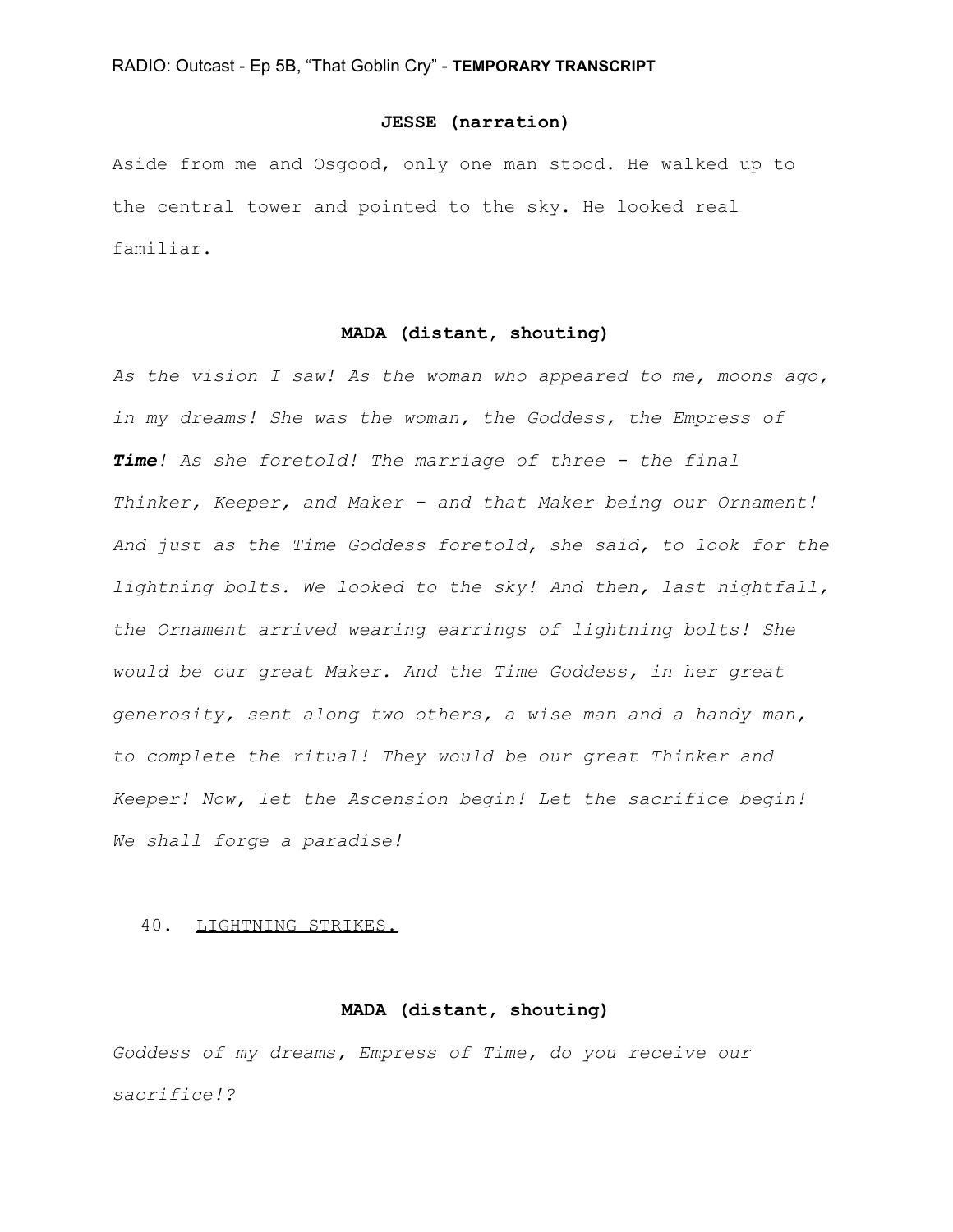**JESSE (narration)**

Aside from me and Osgood, only one man stood. He walked up to the central tower and pointed to the sky. He looked real familiar.

**MADA (distant, shouting)**

*As the vision I saw! As the woman who appeared to me, moons ago, in my dreams! She was the woman, the Goddess, the Empress of* ***Time****! As she foretold! The marriage of three - the final Thinker, Keeper, and Maker - and that Maker being our Ornament! And just as the Time Goddess foretold, she said, to look for the lightning bolts. We looked to the sky! And then, last nightfall, the Ornament arrived wearing earrings of lightning bolts! She would be our great Maker. And the Time Goddess, in her great generosity, sent along two others, a wise man and a handy man, to complete the ritual! They would be our great Thinker and Keeper! Now, let the Ascension begin! Let the sacrifice begin! We shall forge a paradise!*

40. <u>LIGHTNING STRIKES.</u>

**MADA (distant, shouting)**

*Goddess of my dreams, Empress of Time, do you receive our sacrifice!?*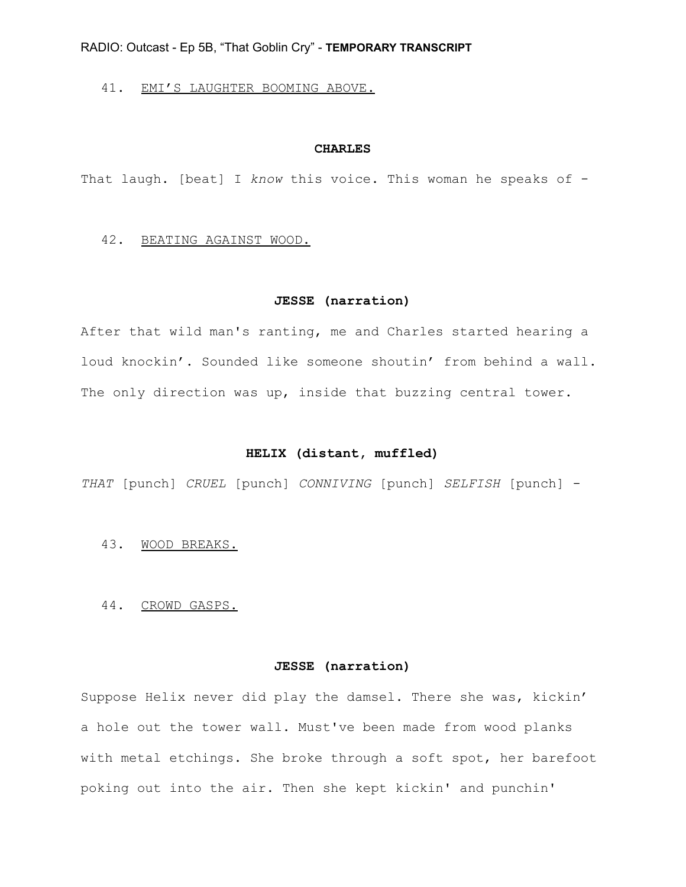41. <u>EMI'S LAUGHTER BOOMING ABOVE.</u>

**CHARLES**

That laugh. [beat] I *know* this voice. This woman he speaks of -

42. <u>BEATING AGAINST WOOD.</u>

**JESSE (narration)**

After that wild man's ranting, me and Charles started hearing a loud knockin'. Sounded like someone shoutin' from behind a wall. The only direction was up, inside that buzzing central tower.

**HELIX (distant, muffled)**

*THAT* [punch] *CRUEL* [punch] *CONNIVING* [punch] *SELFISH* [punch] -

43. <u>WOOD BREAKS.</u>

44. <u>CROWD GASPS.</u>

**JESSE (narration)**

Suppose Helix never did play the damsel. There she was, kickin' a hole out the tower wall. Must've been made from wood planks with metal etchings. She broke through a soft spot, her barefoot poking out into the air. Then she kept kickin' and punchin'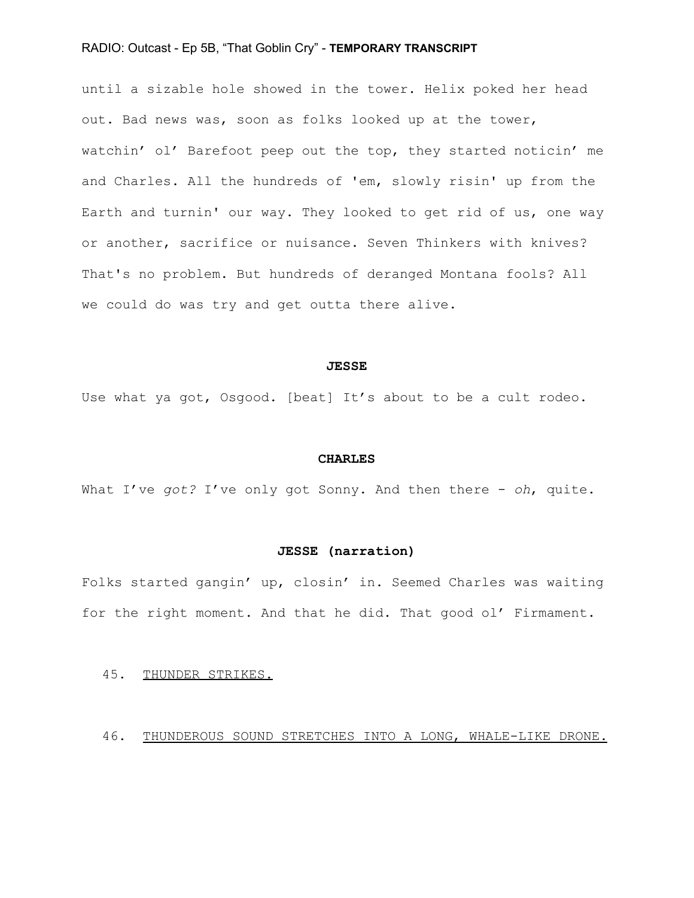until a sizable hole showed in the tower. Helix poked her head out. Bad news was, soon as folks looked up at the tower, watchin' ol' Barefoot peep out the top, they started noticin' me and Charles. All the hundreds of 'em, slowly risin' up from the Earth and turnin' our way. They looked to get rid of us, one way or another, sacrifice or nuisance. Seven Thinkers with knives? That's no problem. But hundreds of deranged Montana fools? All we could do was try and get outta there alive.

**JESSE**

Use what ya got, Osgood. [beat] It's about to be a cult rodeo.

**CHARLES**

What I've *got?* I've only got Sonny. And then there - *oh*, quite.

**JESSE (narration)**

Folks started gangin' up, closin' in. Seemed Charles was waiting for the right moment. And that he did. That good ol' Firmament.

45. <u>THUNDER STRIKES.</u>

46. <u>THUNDEROUS SOUND STRETCHES INTO A LONG, WHALE-LIKE DRONE.</u>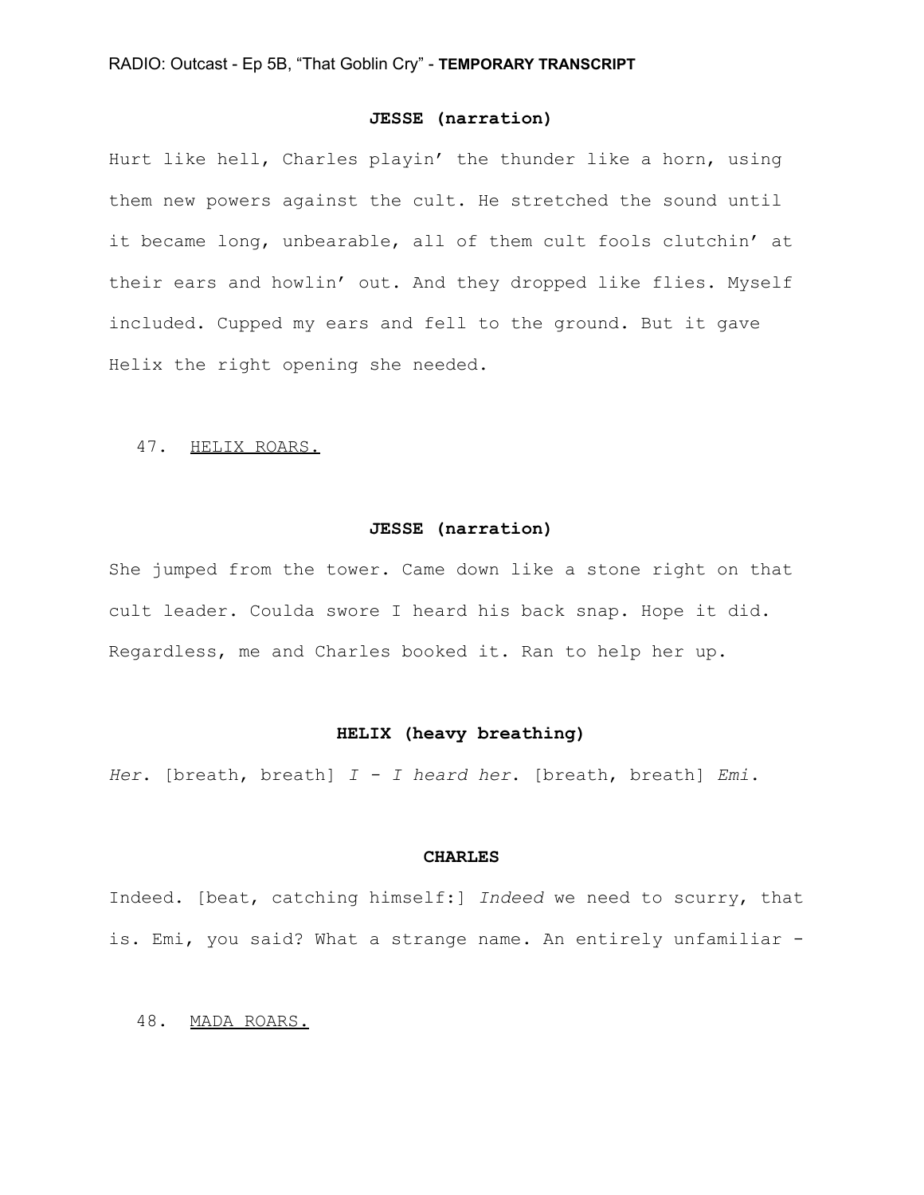**JESSE (narration)**

Hurt like hell, Charles playin' the thunder like a horn, using them new powers against the cult. He stretched the sound until it became long, unbearable, all of them cult fools clutchin' at their ears and howlin' out. And they dropped like flies. Myself included. Cupped my ears and fell to the ground. But it gave Helix the right opening she needed.

47. <u>HELIX ROARS.</u>

**JESSE (narration)**

She jumped from the tower. Came down like a stone right on that cult leader. Coulda swore I heard his back snap. Hope it did. Regardless, me and Charles booked it. Ran to help her up.

**HELIX (heavy breathing)**

*Her.* [breath, breath] *I - I heard her.* [breath, breath] *Emi.*

**CHARLES**

Indeed. [beat, catching himself:] *Indeed* we need to scurry, that is. Emi, you said? What a strange name. An entirely unfamiliar -

48. <u>MADA ROARS.</u>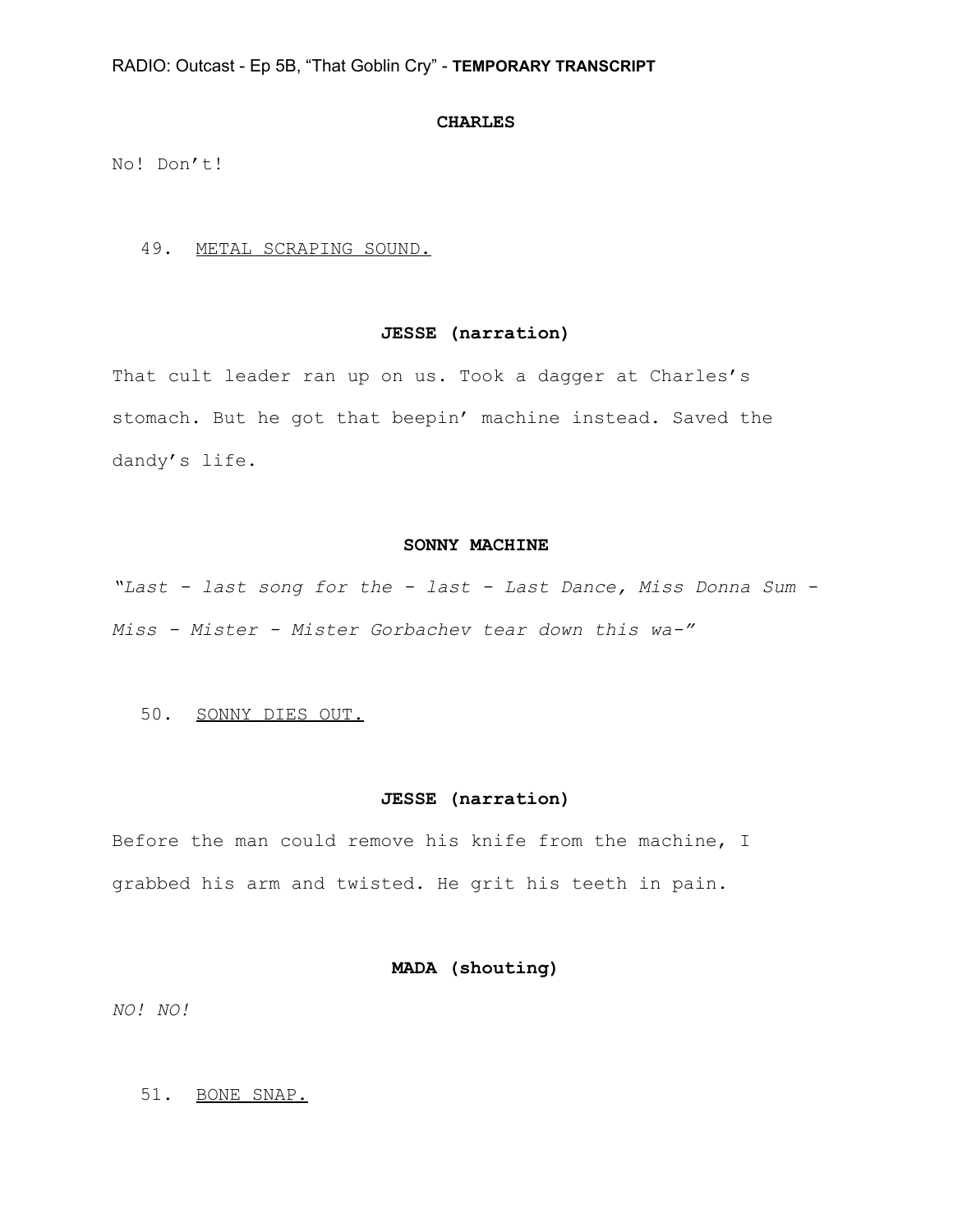**CHARLES**

No! Don't!

49. <u>METAL SCRAPING SOUND.</u>

**JESSE (narration)**

That cult leader ran up on us. Took a dagger at Charles's stomach. But he got that beepin' machine instead. Saved the dandy's life.

**SONNY MACHINE**

*"Last - last song for the - last - Last Dance, Miss Donna Sum - Miss - Mister - Mister Gorbachev tear down this wa-"*

50. <u>SONNY DIES OUT.</u>

**JESSE (narration)**

Before the man could remove his knife from the machine, I grabbed his arm and twisted. He grit his teeth in pain.

**MADA (shouting)**

*NO! NO!*

51. <u>BONE SNAP.</u>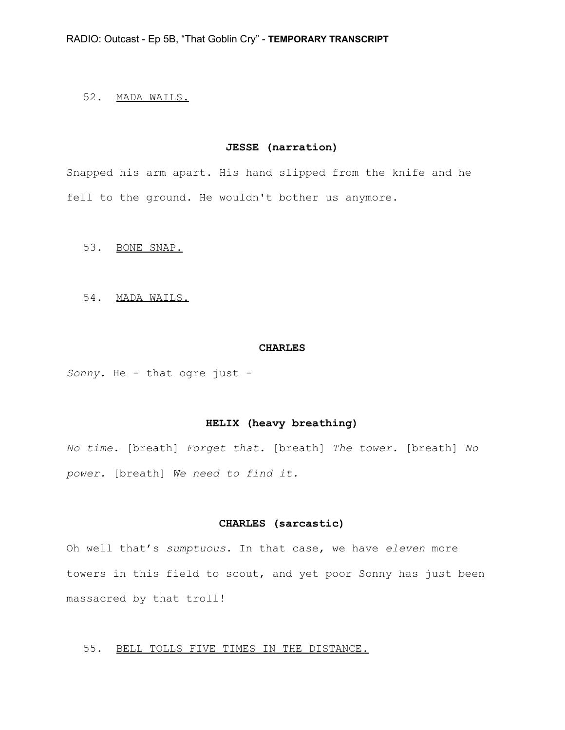52. <u>MADA WAILS.</u>

**JESSE (narration)**

Snapped his arm apart. His hand slipped from the knife and he fell to the ground. He wouldn't bother us anymore.

53. <u>BONE SNAP.</u>

54. <u>MADA WAILS.</u>

**CHARLES**

*Sonny.* He - that ogre just -

**HELIX (heavy breathing)**

*No time.* [breath] *Forget that.* [breath] *The tower.* [breath] *No power.* [breath] *We need to find it.*

**CHARLES (sarcastic)**

Oh well that's *sumptuous*. In that case, we have *eleven* more towers in this field to scout, and yet poor Sonny has just been massacred by that troll!

55. <u>BELL TOLLS FIVE TIMES IN THE DISTANCE.</u>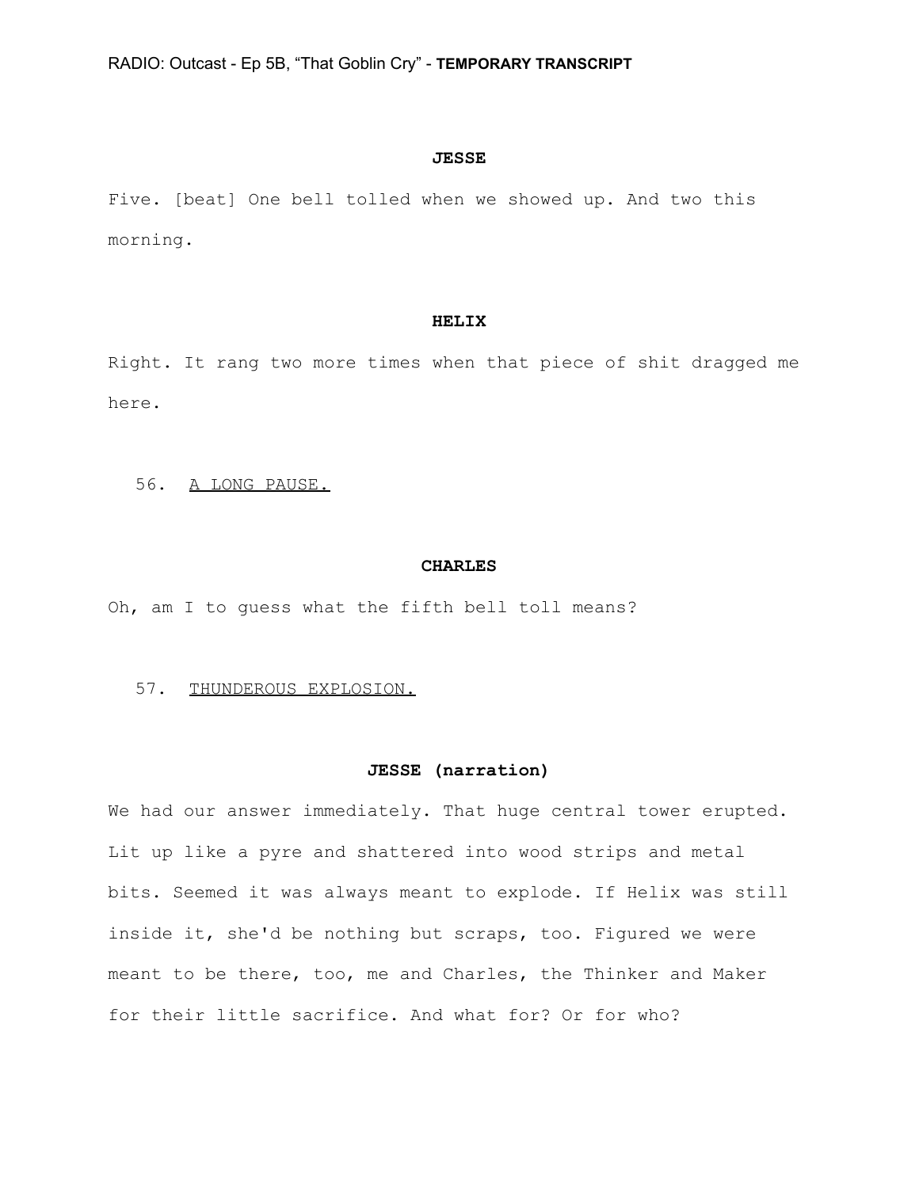**JESSE**

Five. [beat] One bell tolled when we showed up. And two this morning.

**HELIX**

Right. It rang two more times when that piece of shit dragged me here.

56. A LONG PAUSE.

**CHARLES**

Oh, am I to guess what the fifth bell toll means?

57. THUNDEROUS EXPLOSION.

**JESSE (narration)**

We had our answer immediately. That huge central tower erupted. Lit up like a pyre and shattered into wood strips and metal bits. Seemed it was always meant to explode. If Helix was still inside it, she'd be nothing but scraps, too. Figured we were meant to be there, too, me and Charles, the Thinker and Maker for their little sacrifice. And what for? Or for who?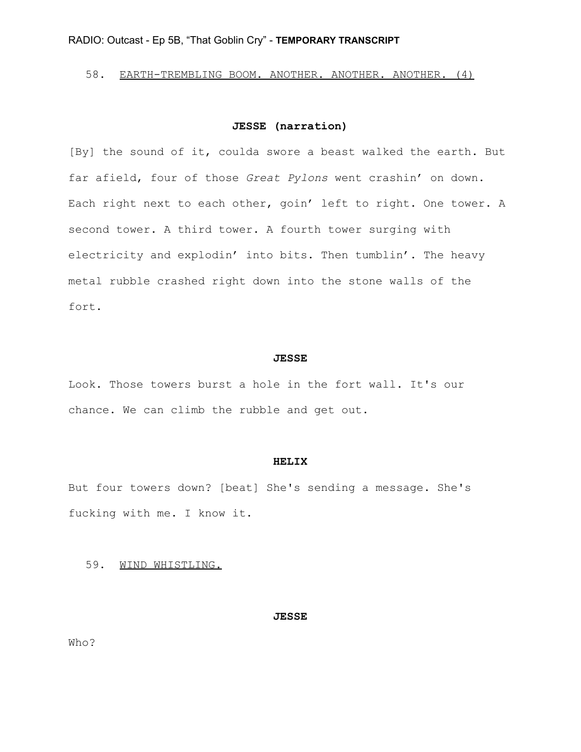58. <u>EARTH-TREMBLING BOOM. ANOTHER. ANOTHER. ANOTHER. (4)</u>

**JESSE (narration)**

[By] the sound of it, coulda swore a beast walked the earth. But far afield, four of those *Great Pylons* went crashin' on down. Each right next to each other, goin' left to right. One tower. A second tower. A third tower. A fourth tower surging with electricity and explodin' into bits. Then tumblin'. The heavy metal rubble crashed right down into the stone walls of the fort.

**JESSE**

Look. Those towers burst a hole in the fort wall. It's our chance. We can climb the rubble and get out.

**HELIX**

But four towers down? [beat] She's sending a message. She's fucking with me. I know it.

59. <u>WIND WHISTLING.</u>

**JESSE**

Who?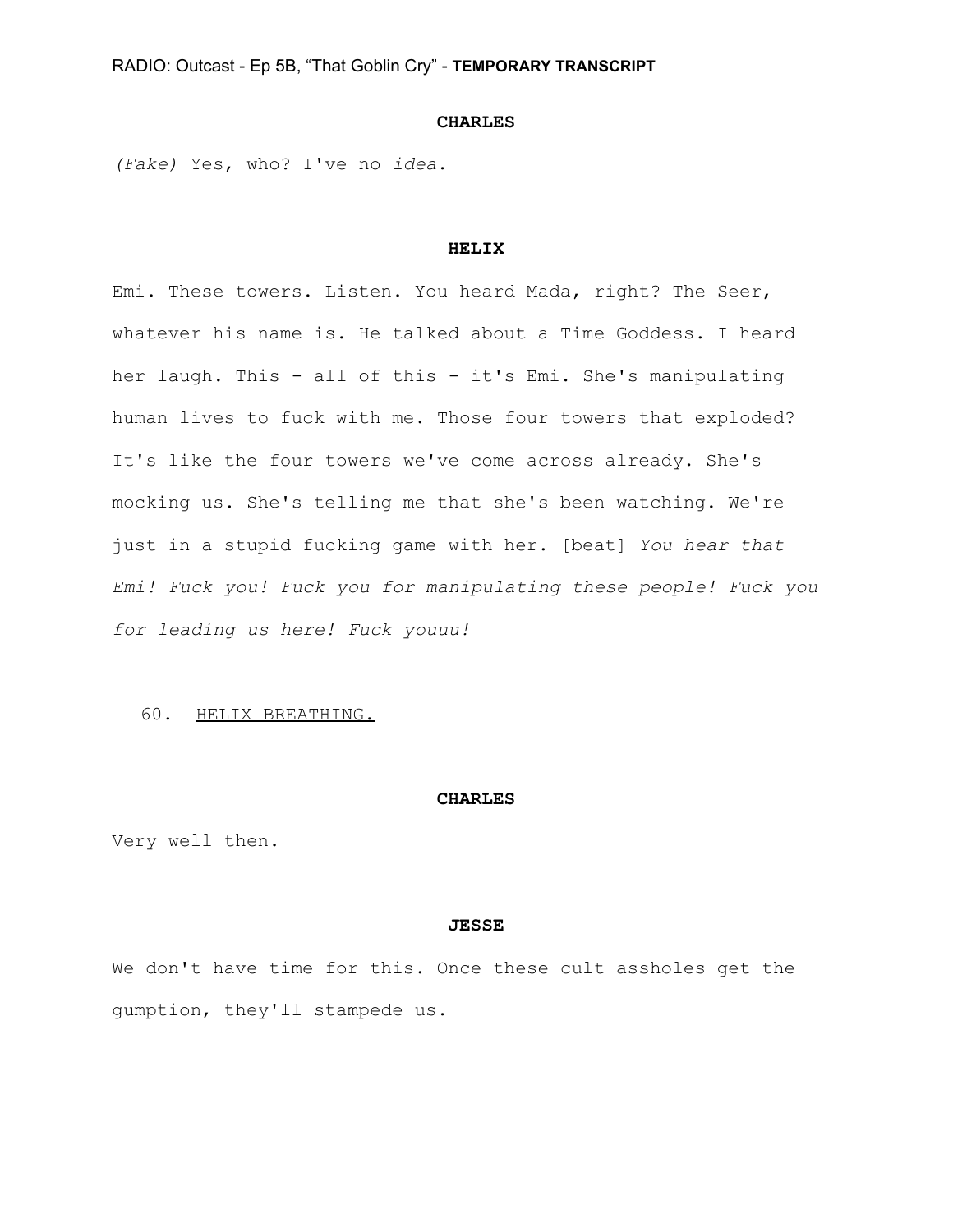**CHARLES**

*(Fake)* Yes, who? I've no *idea*.

**HELIX**

Emi. These towers. Listen. You heard Mada, right? The Seer, whatever his name is. He talked about a Time Goddess. I heard her laugh. This - all of this - it's Emi. She's manipulating human lives to fuck with me. Those four towers that exploded? It's like the four towers we've come across already. She's mocking us. She's telling me that she's been watching. We're just in a stupid fucking game with her. [beat] *You hear that Emi! Fuck you! Fuck you for manipulating these people! Fuck you for leading us here! Fuck youuu!*

60. <u>HELIX BREATHING.</u>

**CHARLES**

Very well then.

**JESSE**

We don't have time for this. Once these cult assholes get the gumption, they'll stampede us.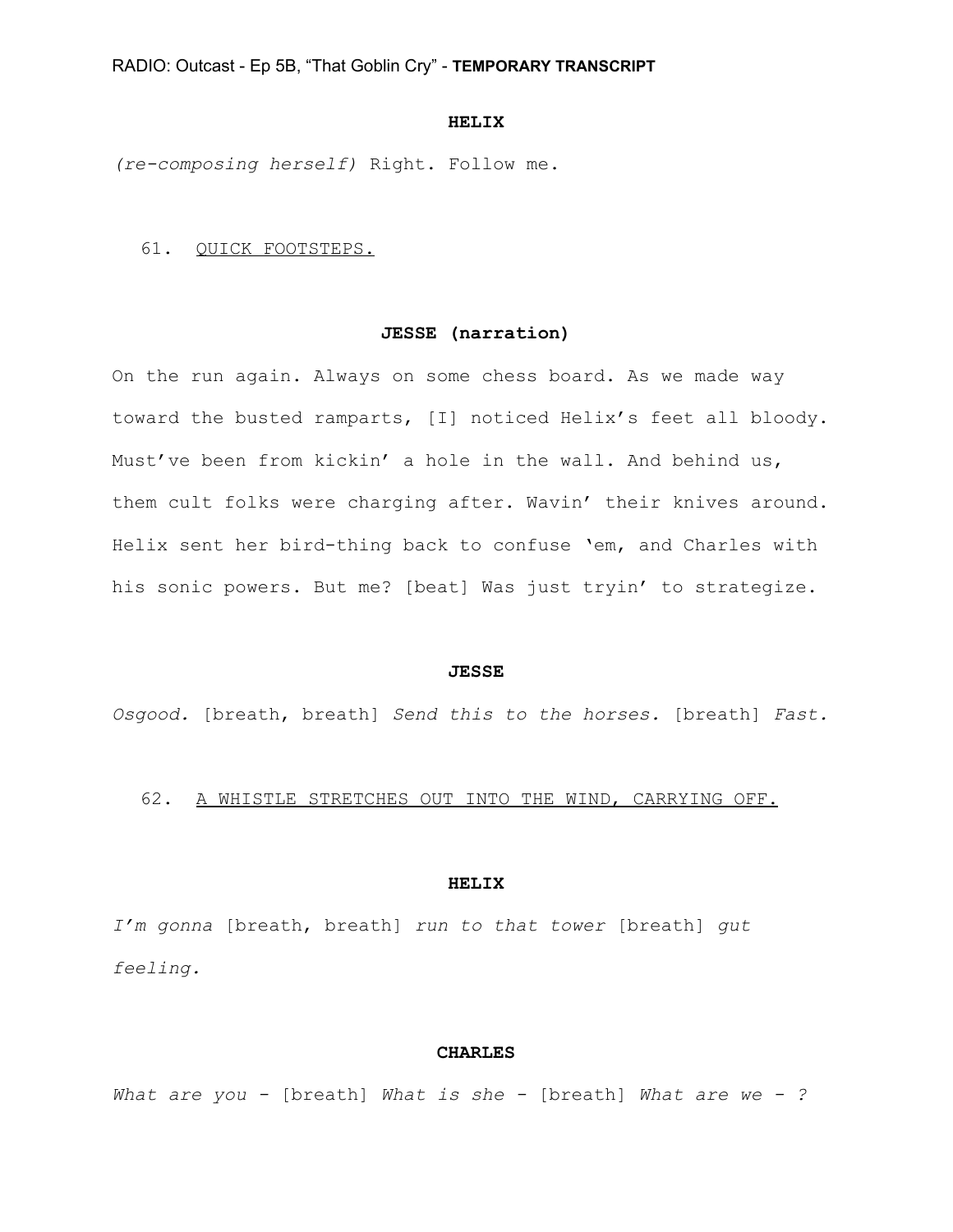**HELIX**

*(re-composing herself)* Right. Follow me.

61. <u>QUICK FOOTSTEPS.</u>

**JESSE (narration)**

On the run again. Always on some chess board. As we made way toward the busted ramparts, [I] noticed Helix's feet all bloody. Must've been from kickin' a hole in the wall. And behind us, them cult folks were charging after. Wavin' their knives around. Helix sent her bird-thing back to confuse 'em, and Charles with his sonic powers. But me? [beat] Was just tryin' to strategize.

**JESSE**

*Osgood.* [breath, breath] *Send this to the horses.* [breath] *Fast.*

62. <u>A WHISTLE STRETCHES OUT INTO THE WIND, CARRYING OFF.</u>

**HELIX**

*I'm gonna* [breath, breath] *run to that tower* [breath] *gut feeling.*

**CHARLES**

*What are you* - [breath] *What is she* - [breath] *What are we - ?*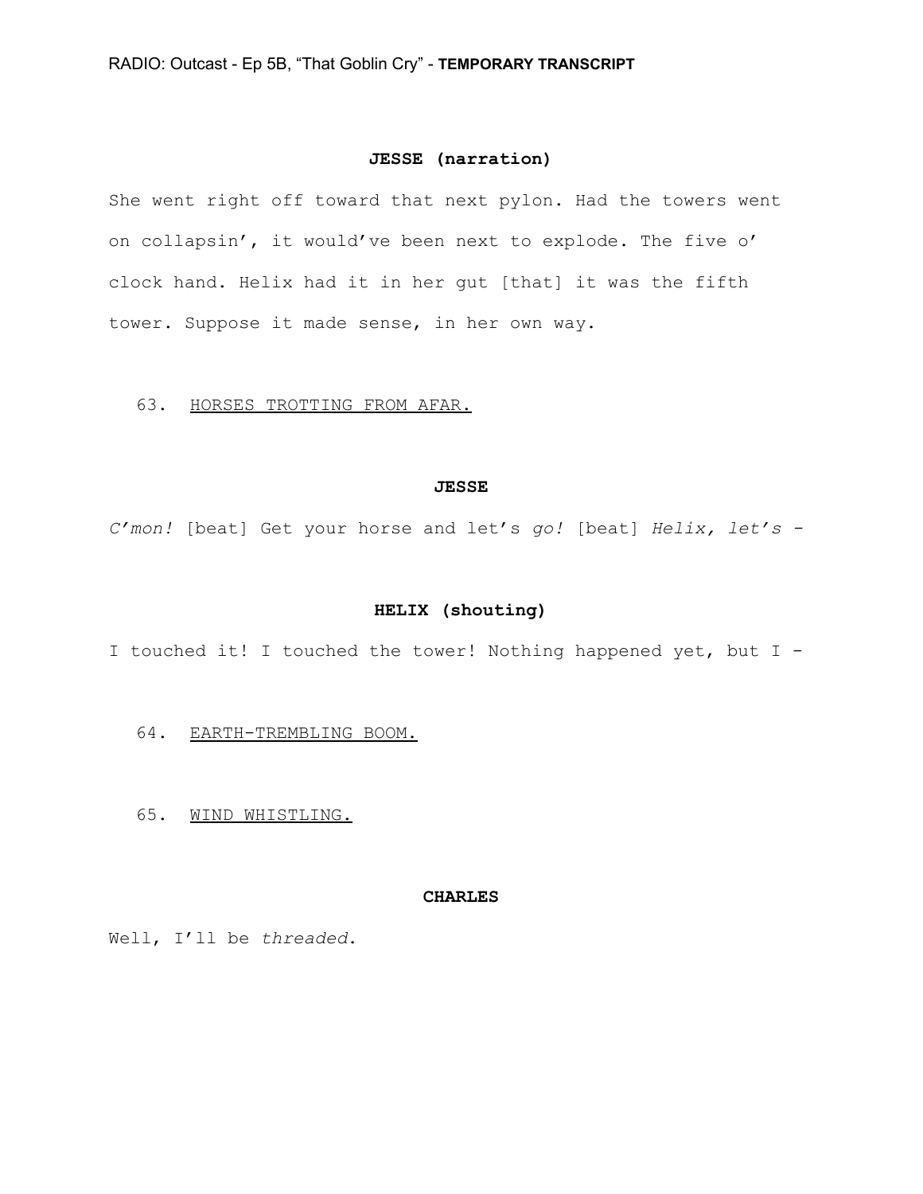**JESSE (narration)**

She went right off toward that next pylon. Had the towers went on collapsin', it would've been next to explode. The five o' clock hand. Helix had it in her gut [that] it was the fifth tower. Suppose it made sense, in her own way.

63. <u>HORSES TROTTING FROM AFAR.</u>

**JESSE**

*C'mon!* [beat] Get your horse and let's *go!* [beat] *Helix, let's* -

**HELIX (shouting)**

I touched it! I touched the tower! Nothing happened yet, but I -

64. <u>EARTH-TREMBLING BOOM.</u>

65. <u>WIND WHISTLING.</u>

**CHARLES**

Well, I'll be *threaded*.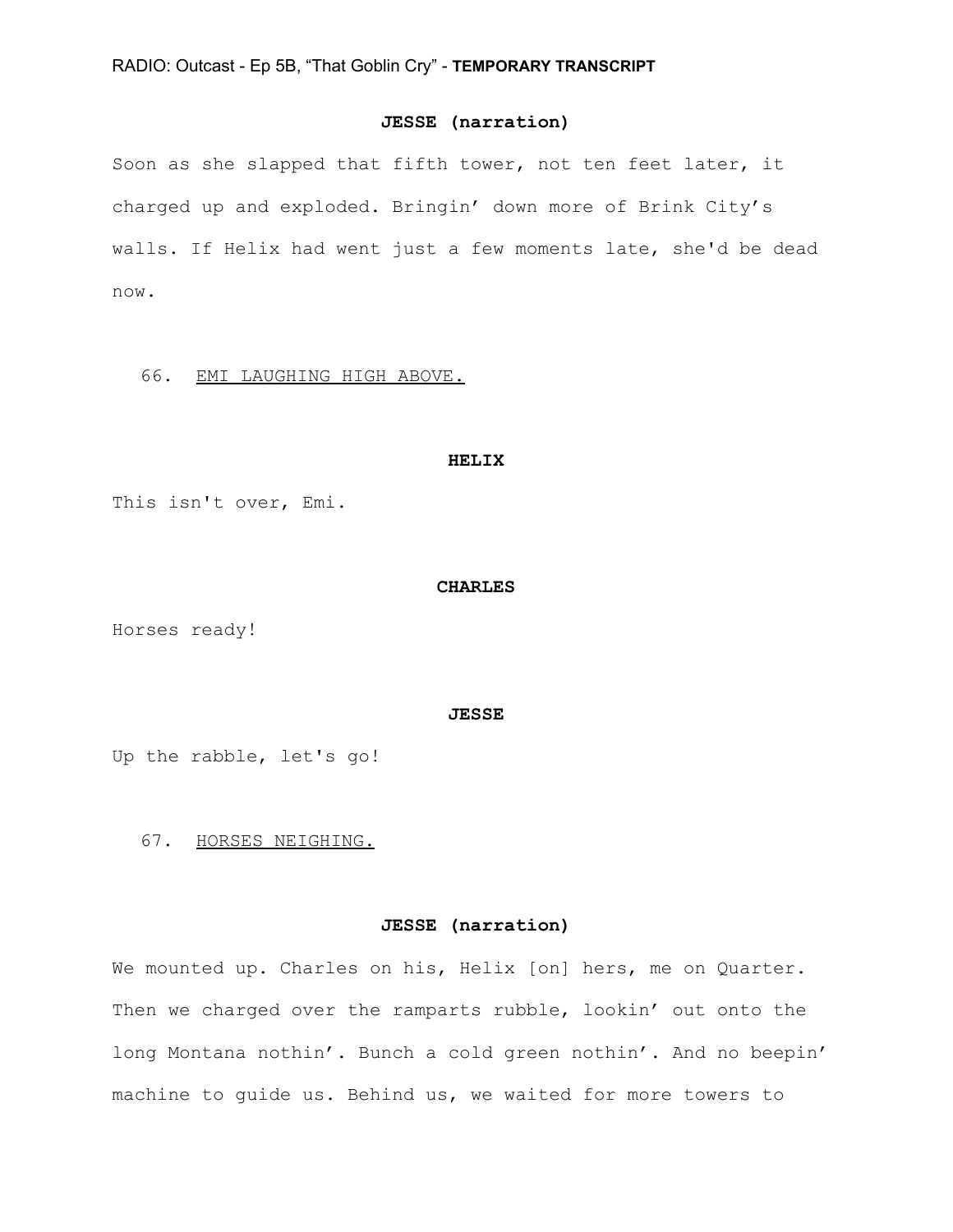**JESSE (narration)**

Soon as she slapped that fifth tower, not ten feet later, it charged up and exploded. Bringin' down more of Brink City's walls. If Helix had went just a few moments late, she'd be dead now.

66. <u>EMI LAUGHING HIGH ABOVE.</u>

**HELIX**

This isn't over, Emi.

**CHARLES**

Horses ready!

**JESSE**

Up the rabble, let's go!

67. <u>HORSES NEIGHING.</u>

**JESSE (narration)**

We mounted up. Charles on his, Helix [on] hers, me on Quarter. Then we charged over the ramparts rubble, lookin' out onto the long Montana nothin'. Bunch a cold green nothin'. And no beepin' machine to guide us. Behind us, we waited for more towers to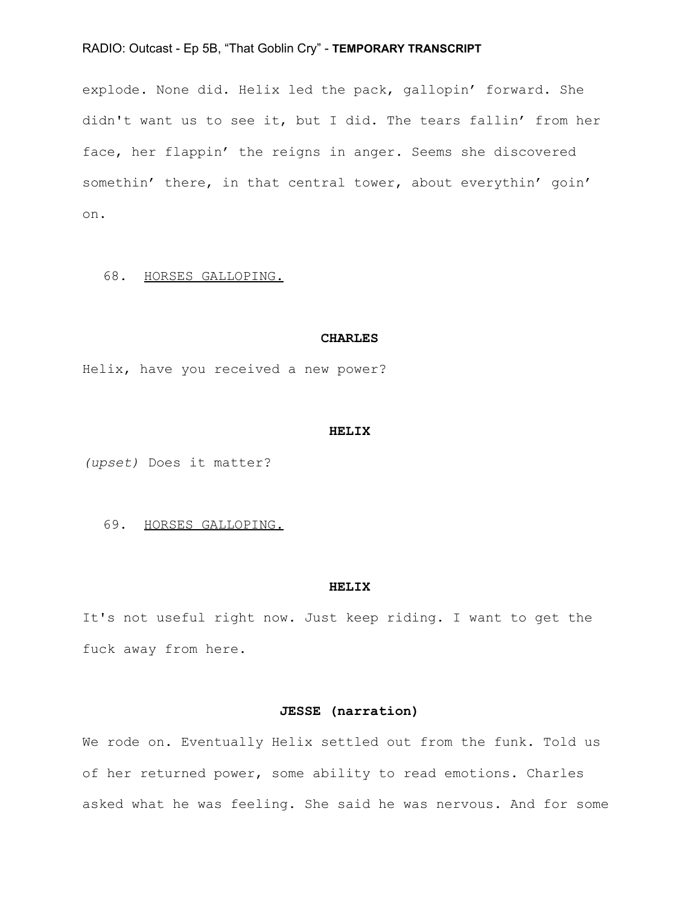explode. None did. Helix led the pack, gallopin' forward. She didn't want us to see it, but I did. The tears fallin' from her face, her flappin' the reigns in anger. Seems she discovered somethin' there, in that central tower, about everythin' goin' on.

68. HORSES GALLOPING.

**CHARLES**

Helix, have you received a new power?

**HELIX**

*(upset)* Does it matter?

69. HORSES GALLOPING.

**HELIX**

It's not useful right now. Just keep riding. I want to get the fuck away from here.

**JESSE (narration)**

We rode on. Eventually Helix settled out from the funk. Told us of her returned power, some ability to read emotions. Charles asked what he was feeling. She said he was nervous. And for some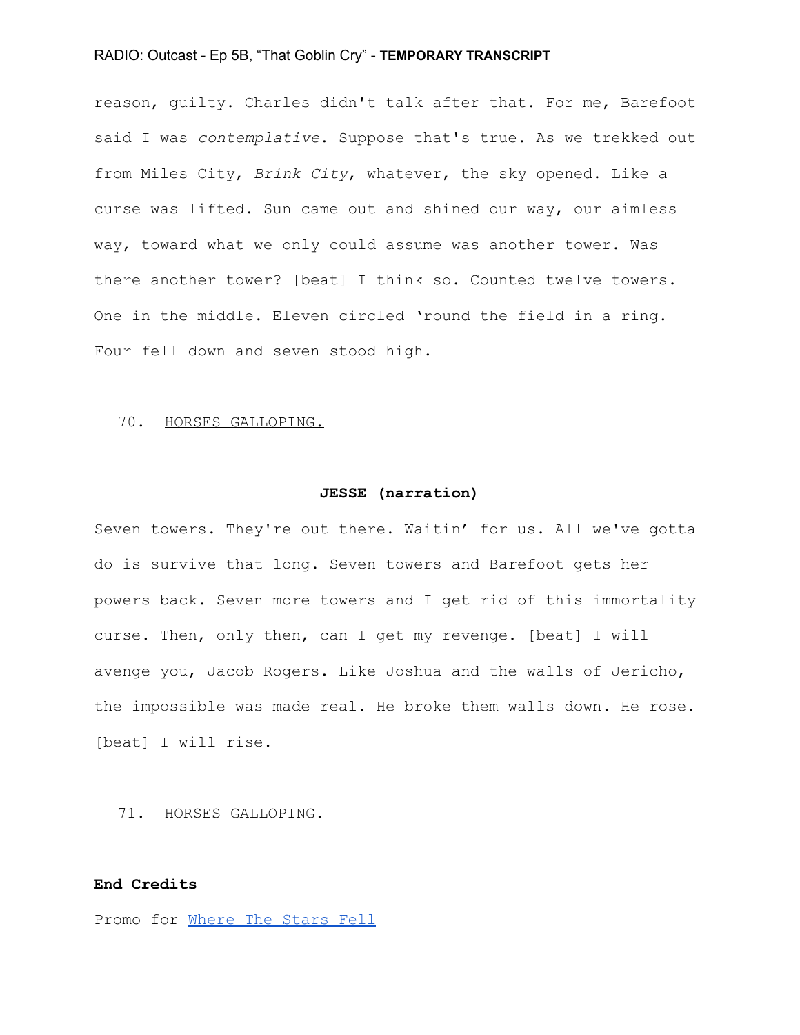reason, guilty. Charles didn't talk after that. For me, Barefoot said I was *contemplative*. Suppose that's true. As we trekked out from Miles City, *Brink City*, whatever, the sky opened. Like a curse was lifted. Sun came out and shined our way, our aimless way, toward what we only could assume was another tower. Was there another tower? [beat] I think so. Counted twelve towers. One in the middle. Eleven circled 'round the field in a ring. Four fell down and seven stood high.

70. HORSES GALLOPING.

**JESSE (narration)**

Seven towers. They're out there. Waitin' for us. All we've gotta do is survive that long. Seven towers and Barefoot gets her powers back. Seven more towers and I get rid of this immortality curse. Then, only then, can I get my revenge. [beat] I will avenge you, Jacob Rogers. Like Joshua and the walls of Jericho, the impossible was made real. He broke them walls down. He rose. [beat] I will rise.

71. HORSES GALLOPING.

**End Credits**

Promo for Where The Stars Fell